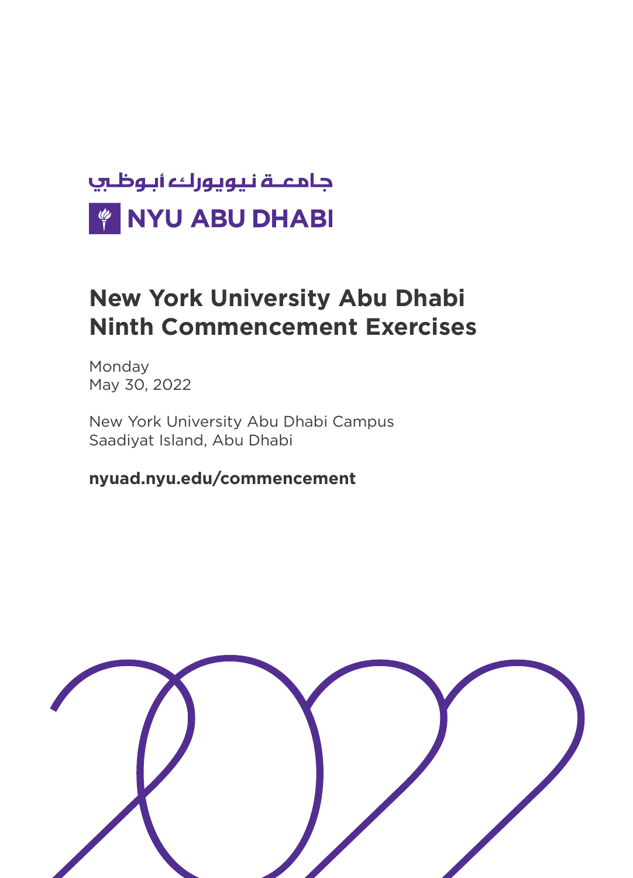جامعـة نيـويورك أبـوظـبي

NYU ABU DHABI

# New York University Abu Dhabi Ninth Commencement Exercises

Monday
May 30, 2022

New York University Abu Dhabi Campus
Saadiyat Island, Abu Dhabi

**nyuad.nyu.edu/commencement**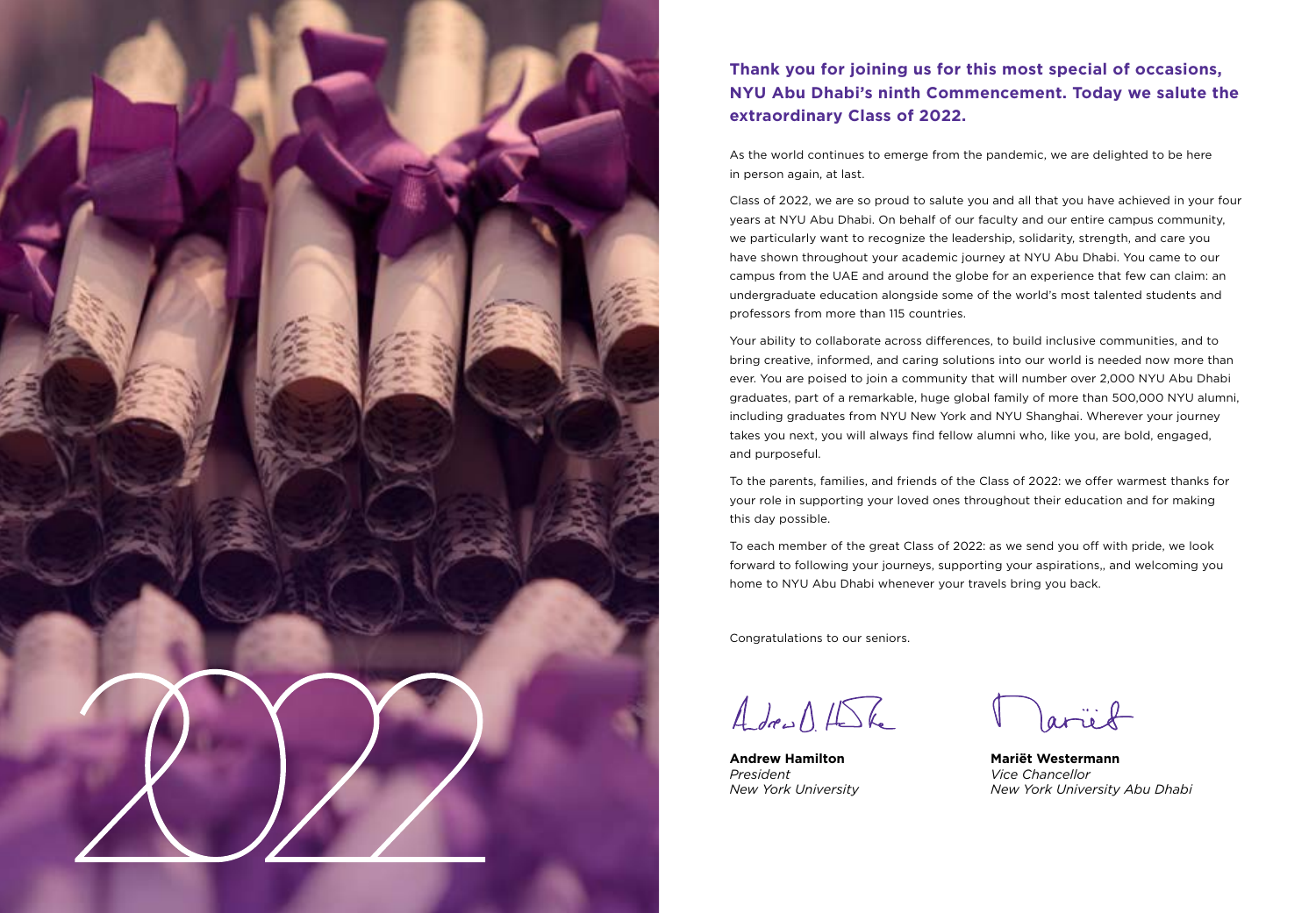**Thank you for joining us for this most special of occasions, NYU Abu Dhabi's ninth Commencement. Today we salute the extraordinary Class of 2022.**

As the world continues to emerge from the pandemic, we are delighted to be here in person again, at last.

Class of 2022, we are so proud to salute you and all that you have achieved in your four years at NYU Abu Dhabi. On behalf of our faculty and our entire campus community, we particularly want to recognize the leadership, solidarity, strength, and care you have shown throughout your academic journey at NYU Abu Dhabi. You came to our campus from the UAE and around the globe for an experience that few can claim: an undergraduate education alongside some of the world's most talented students and professors from more than 115 countries.

Your ability to collaborate across differences, to build inclusive communities, and to bring creative, informed, and caring solutions into our world is needed now more than ever. You are poised to join a community that will number over 2,000 NYU Abu Dhabi graduates, part of a remarkable, huge global family of more than 500,000 NYU alumni, including graduates from NYU New York and NYU Shanghai. Wherever your journey takes you next, you will always find fellow alumni who, like you, are bold, engaged, and purposeful.

To the parents, families, and friends of the Class of 2022: we offer warmest thanks for your role in supporting your loved ones throughout their education and for making this day possible.

To each member of the great Class of 2022: as we send you off with pride, we look forward to following your journeys, supporting your aspirations,, and welcoming you home to NYU Abu Dhabi whenever your travels bring you back.

Congratulations to our seniors.

**Andrew Hamilton**
*President*
*New York University*

**Mariët Westermann**
*Vice Chancellor*
*New York University Abu Dhabi*

2022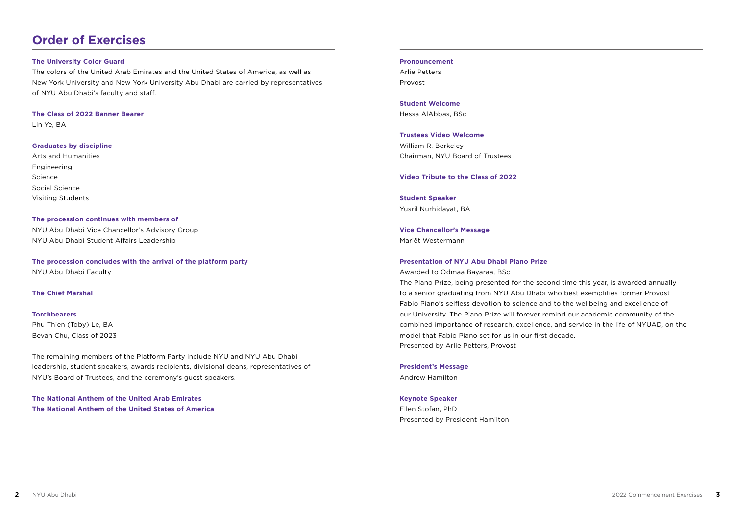# Order of Exercises

**The University Color Guard**

The colors of the United Arab Emirates and the United States of America, as well as New York University and New York University Abu Dhabi are carried by representatives of NYU Abu Dhabi's faculty and staff.

**The Class of 2022 Banner Bearer**

Lin Ye, BA

**Graduates by discipline**

Arts and Humanities
Engineering
Science
Social Science
Visiting Students

**The procession continues with members of**

NYU Abu Dhabi Vice Chancellor's Advisory Group
NYU Abu Dhabi Student Affairs Leadership

**The procession concludes with the arrival of the platform party**

NYU Abu Dhabi Faculty

**The Chief Marshal**

**Torchbearers**

Phu Thien (Toby) Le, BA
Bevan Chu, Class of 2023

The remaining members of the Platform Party include NYU and NYU Abu Dhabi leadership, student speakers, awards recipients, divisional deans, representatives of NYU's Board of Trustees, and the ceremony's guest speakers.

**The National Anthem of the United Arab Emirates**
**The National Anthem of the United States of America**

**Pronouncement**

Arlie Petters
Provost

**Student Welcome**

Hessa AlAbbas, BSc

**Trustees Video Welcome**

William R. Berkeley
Chairman, NYU Board of Trustees

**Video Tribute to the Class of 2022**

**Student Speaker**

Yusril Nurhidayat, BA

**Vice Chancellor's Message**

Mariët Westermann

**Presentation of NYU Abu Dhabi Piano Prize**

Awarded to Odmaa Bayaraa, BSc
The Piano Prize, being presented for the second time this year, is awarded annually to a senior graduating from NYU Abu Dhabi who best exemplifies former Provost Fabio Piano's selfless devotion to science and to the wellbeing and excellence of our University. The Piano Prize will forever remind our academic community of the combined importance of research, excellence, and service in the life of NYUAD, on the model that Fabio Piano set for us in our first decade.
Presented by Arlie Petters, Provost

**President's Message**

Andrew Hamilton

**Keynote Speaker**

Ellen Stofan, PhD
Presented by President Hamilton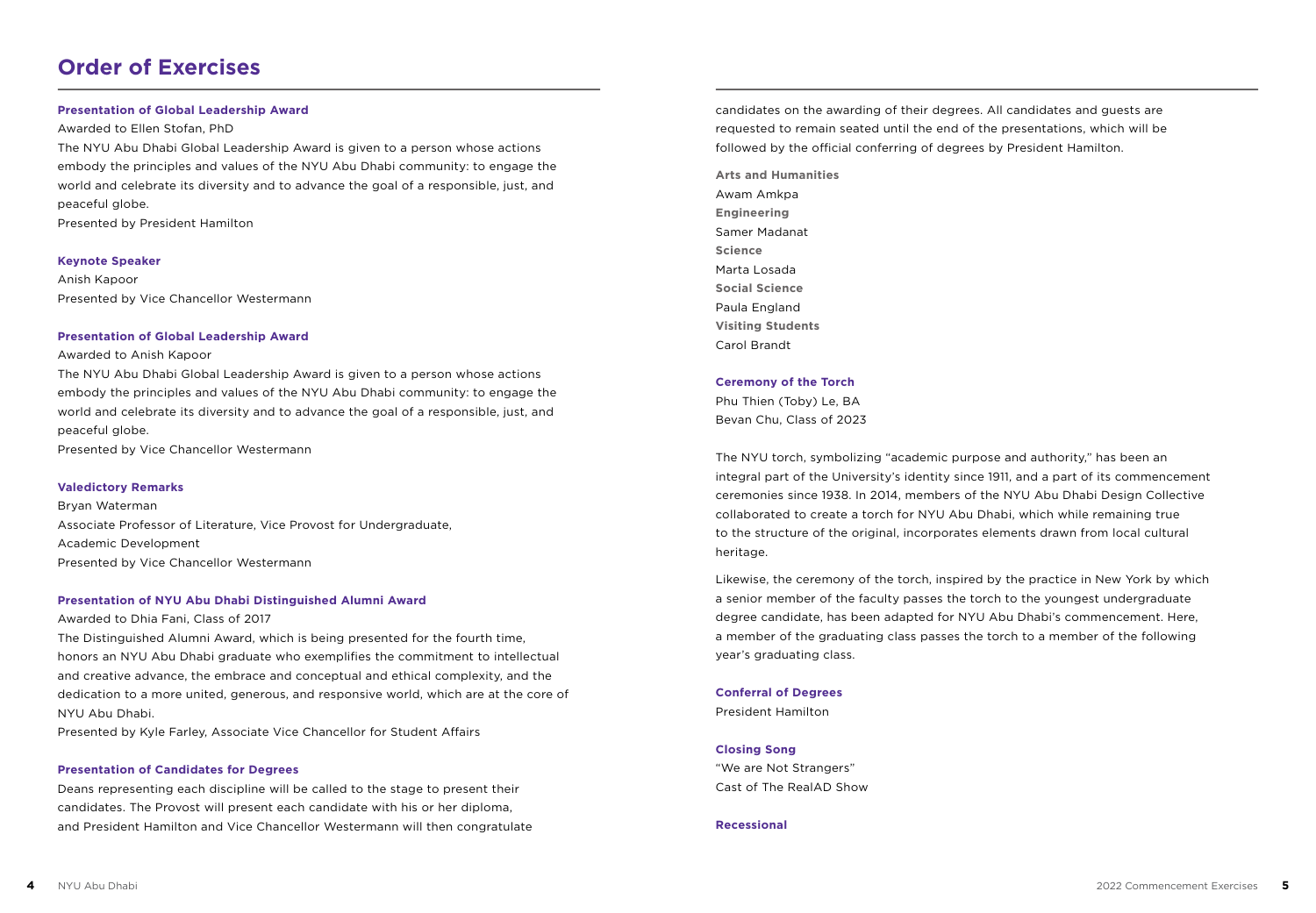# Order of Exercises

**Presentation of Global Leadership Award**

Awarded to Ellen Stofan, PhD

The NYU Abu Dhabi Global Leadership Award is given to a person whose actions embody the principles and values of the NYU Abu Dhabi community: to engage the world and celebrate its diversity and to advance the goal of a responsible, just, and peaceful globe.

Presented by President Hamilton

**Keynote Speaker**

Anish Kapoor

Presented by Vice Chancellor Westermann

**Presentation of Global Leadership Award**

Awarded to Anish Kapoor

The NYU Abu Dhabi Global Leadership Award is given to a person whose actions embody the principles and values of the NYU Abu Dhabi community: to engage the world and celebrate its diversity and to advance the goal of a responsible, just, and peaceful globe.

Presented by Vice Chancellor Westermann

**Valedictory Remarks**

Bryan Waterman

Associate Professor of Literature, Vice Provost for Undergraduate, Academic Development

Presented by Vice Chancellor Westermann

**Presentation of NYU Abu Dhabi Distinguished Alumni Award**

Awarded to Dhia Fani, Class of 2017

The Distinguished Alumni Award, which is being presented for the fourth time, honors an NYU Abu Dhabi graduate who exemplifies the commitment to intellectual and creative advance, the embrace and conceptual and ethical complexity, and the dedication to a more united, generous, and responsive world, which are at the core of NYU Abu Dhabi.

Presented by Kyle Farley, Associate Vice Chancellor for Student Affairs

**Presentation of Candidates for Degrees**

Deans representing each discipline will be called to the stage to present their candidates. The Provost will present each candidate with his or her diploma, and President Hamilton and Vice Chancellor Westermann will then congratulate candidates on the awarding of their degrees. All candidates and guests are requested to remain seated until the end of the presentations, which will be followed by the official conferring of degrees by President Hamilton.

**Arts and Humanities**
Awam Amkpa

**Engineering**
Samer Madanat

**Science**
Marta Losada

**Social Science**
Paula England

**Visiting Students**
Carol Brandt

**Ceremony of the Torch**

Phu Thien (Toby) Le, BA

Bevan Chu, Class of 2023

The NYU torch, symbolizing "academic purpose and authority," has been an integral part of the University's identity since 1911, and a part of its commencement ceremonies since 1938. In 2014, members of the NYU Abu Dhabi Design Collective collaborated to create a torch for NYU Abu Dhabi, which while remaining true to the structure of the original, incorporates elements drawn from local cultural heritage.

Likewise, the ceremony of the torch, inspired by the practice in New York by which a senior member of the faculty passes the torch to the youngest undergraduate degree candidate, has been adapted for NYU Abu Dhabi's commencement. Here, a member of the graduating class passes the torch to a member of the following year's graduating class.

**Conferral of Degrees**

President Hamilton

**Closing Song**

"We are Not Strangers"

Cast of The RealAD Show

**Recessional**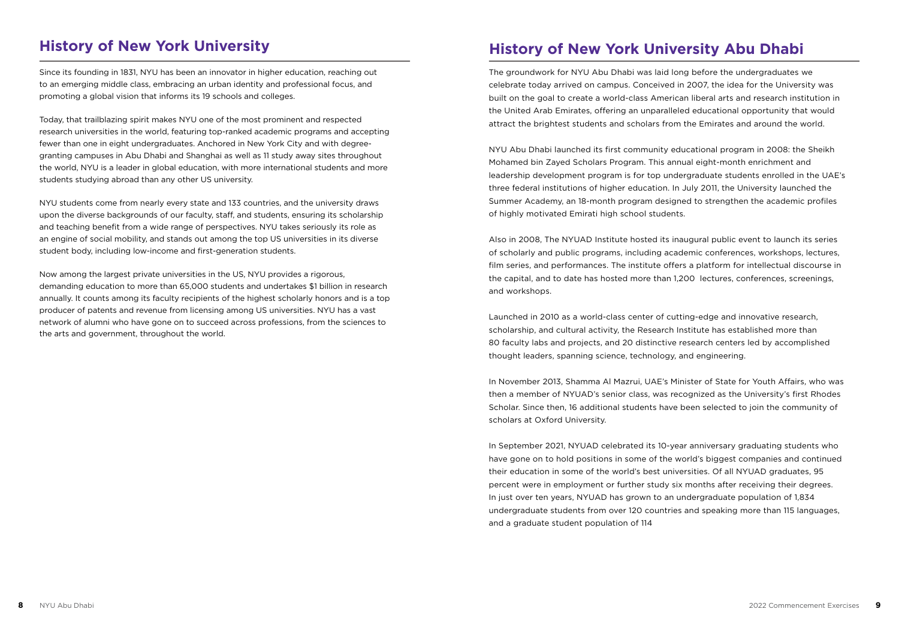## History of New York University

Since its founding in 1831, NYU has been an innovator in higher education, reaching out to an emerging middle class, embracing an urban identity and professional focus, and promoting a global vision that informs its 19 schools and colleges.

Today, that trailblazing spirit makes NYU one of the most prominent and respected research universities in the world, featuring top-ranked academic programs and accepting fewer than one in eight undergraduates. Anchored in New York City and with degree-granting campuses in Abu Dhabi and Shanghai as well as 11 study away sites throughout the world, NYU is a leader in global education, with more international students and more students studying abroad than any other US university.

NYU students come from nearly every state and 133 countries, and the university draws upon the diverse backgrounds of our faculty, staff, and students, ensuring its scholarship and teaching benefit from a wide range of perspectives. NYU takes seriously its role as an engine of social mobility, and stands out among the top US universities in its diverse student body, including low-income and first-generation students.

Now among the largest private universities in the US, NYU provides a rigorous, demanding education to more than 65,000 students and undertakes $1 billion in research annually. It counts among its faculty recipients of the highest scholarly honors and is a top producer of patents and revenue from licensing among US universities. NYU has a vast network of alumni who have gone on to succeed across professions, from the sciences to the arts and government, throughout the world.

## History of New York University Abu Dhabi

The groundwork for NYU Abu Dhabi was laid long before the undergraduates we celebrate today arrived on campus. Conceived in 2007, the idea for the University was built on the goal to create a world-class American liberal arts and research institution in the United Arab Emirates, offering an unparalleled educational opportunity that would attract the brightest students and scholars from the Emirates and around the world.

NYU Abu Dhabi launched its first community educational program in 2008: the Sheikh Mohamed bin Zayed Scholars Program. This annual eight-month enrichment and leadership development program is for top undergraduate students enrolled in the UAE's three federal institutions of higher education. In July 2011, the University launched the Summer Academy, an 18-month program designed to strengthen the academic profiles of highly motivated Emirati high school students.

Also in 2008, The NYUAD Institute hosted its inaugural public event to launch its series of scholarly and public programs, including academic conferences, workshops, lectures, film series, and performances. The institute offers a platform for intellectual discourse in the capital, and to date has hosted more than 1,200 lectures, conferences, screenings, and workshops.

Launched in 2010 as a world-class center of cutting-edge and innovative research, scholarship, and cultural activity, the Research Institute has established more than 80 faculty labs and projects, and 20 distinctive research centers led by accomplished thought leaders, spanning science, technology, and engineering.

In November 2013, Shamma Al Mazrui, UAE's Minister of State for Youth Affairs, who was then a member of NYUAD's senior class, was recognized as the University's first Rhodes Scholar. Since then, 16 additional students have been selected to join the community of scholars at Oxford University.

In September 2021, NYUAD celebrated its 10-year anniversary graduating students who have gone on to hold positions in some of the world's biggest companies and continued their education in some of the world's best universities. Of all NYUAD graduates, 95 percent were in employment or further study six months after receiving their degrees. In just over ten years, NYUAD has grown to an undergraduate population of 1,834 undergraduate students from over 120 countries and speaking more than 115 languages, and a graduate student population of 114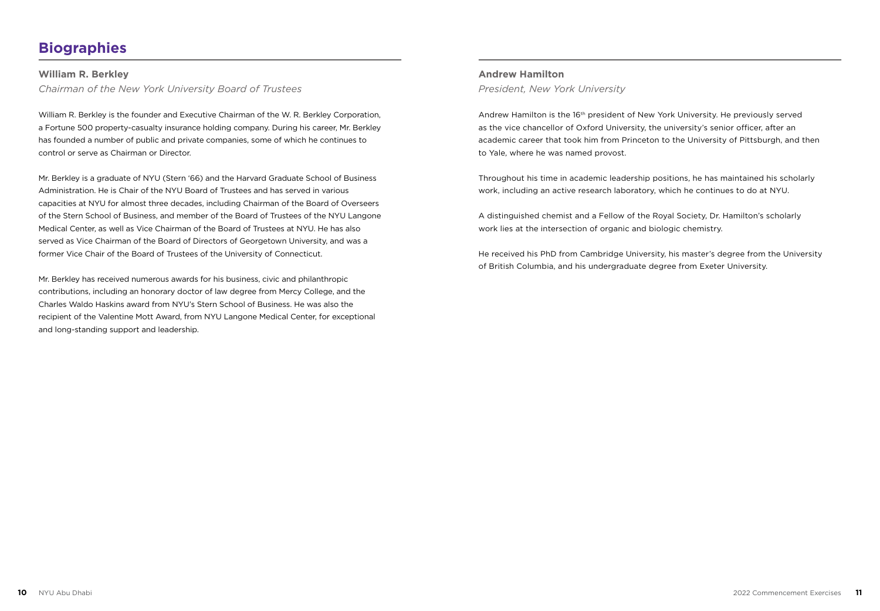# Biographies

## William R. Berkley

*Chairman of the New York University Board of Trustees*

William R. Berkley is the founder and Executive Chairman of the W. R. Berkley Corporation, a Fortune 500 property-casualty insurance holding company. During his career, Mr. Berkley has founded a number of public and private companies, some of which he continues to control or serve as Chairman or Director.

Mr. Berkley is a graduate of NYU (Stern '66) and the Harvard Graduate School of Business Administration. He is Chair of the NYU Board of Trustees and has served in various capacities at NYU for almost three decades, including Chairman of the Board of Overseers of the Stern School of Business, and member of the Board of Trustees of the NYU Langone Medical Center, as well as Vice Chairman of the Board of Trustees at NYU. He has also served as Vice Chairman of the Board of Directors of Georgetown University, and was a former Vice Chair of the Board of Trustees of the University of Connecticut.

Mr. Berkley has received numerous awards for his business, civic and philanthropic contributions, including an honorary doctor of law degree from Mercy College, and the Charles Waldo Haskins award from NYU's Stern School of Business. He was also the recipient of the Valentine Mott Award, from NYU Langone Medical Center, for exceptional and long-standing support and leadership.

## Andrew Hamilton

*President, New York University*

Andrew Hamilton is the 16th president of New York University. He previously served as the vice chancellor of Oxford University, the university's senior officer, after an academic career that took him from Princeton to the University of Pittsburgh, and then to Yale, where he was named provost.

Throughout his time in academic leadership positions, he has maintained his scholarly work, including an active research laboratory, which he continues to do at NYU.

A distinguished chemist and a Fellow of the Royal Society, Dr. Hamilton's scholarly work lies at the intersection of organic and biologic chemistry.

He received his PhD from Cambridge University, his master's degree from the University of British Columbia, and his undergraduate degree from Exeter University.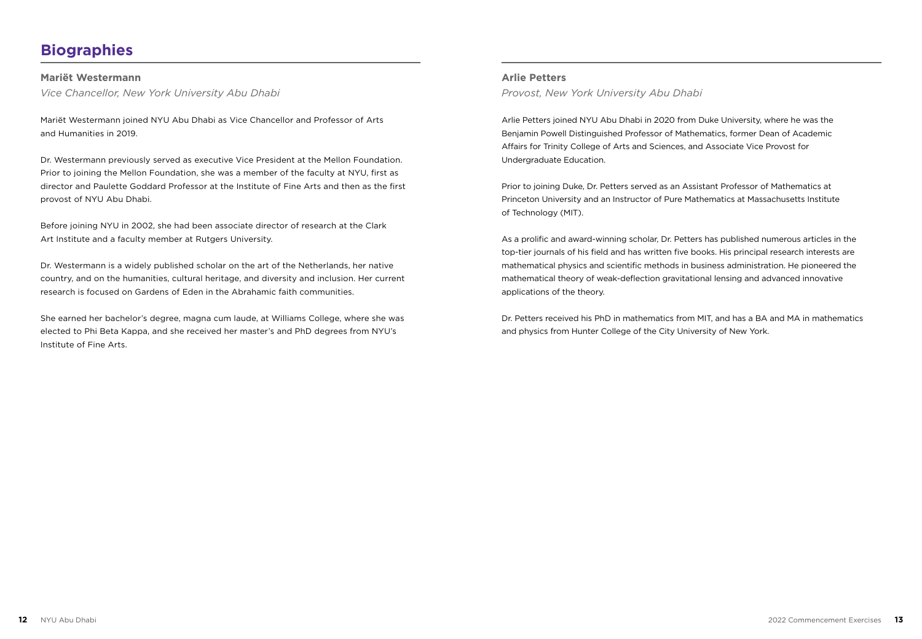# Biographies

## Mariët Westermann

*Vice Chancellor, New York University Abu Dhabi*

Mariët Westermann joined NYU Abu Dhabi as Vice Chancellor and Professor of Arts and Humanities in 2019.

Dr. Westermann previously served as executive Vice President at the Mellon Foundation. Prior to joining the Mellon Foundation, she was a member of the faculty at NYU, first as director and Paulette Goddard Professor at the Institute of Fine Arts and then as the first provost of NYU Abu Dhabi.

Before joining NYU in 2002, she had been associate director of research at the Clark Art Institute and a faculty member at Rutgers University.

Dr. Westermann is a widely published scholar on the art of the Netherlands, her native country, and on the humanities, cultural heritage, and diversity and inclusion. Her current research is focused on Gardens of Eden in the Abrahamic faith communities.

She earned her bachelor's degree, magna cum laude, at Williams College, where she was elected to Phi Beta Kappa, and she received her master's and PhD degrees from NYU's Institute of Fine Arts.

## Arlie Petters

*Provost, New York University Abu Dhabi*

Arlie Petters joined NYU Abu Dhabi in 2020 from Duke University, where he was the Benjamin Powell Distinguished Professor of Mathematics, former Dean of Academic Affairs for Trinity College of Arts and Sciences, and Associate Vice Provost for Undergraduate Education.

Prior to joining Duke, Dr. Petters served as an Assistant Professor of Mathematics at Princeton University and an Instructor of Pure Mathematics at Massachusetts Institute of Technology (MIT).

As a prolific and award-winning scholar, Dr. Petters has published numerous articles in the top-tier journals of his field and has written five books. His principal research interests are mathematical physics and scientific methods in business administration. He pioneered the mathematical theory of weak-deflection gravitational lensing and advanced innovative applications of the theory.

Dr. Petters received his PhD in mathematics from MIT, and has a BA and MA in mathematics and physics from Hunter College of the City University of New York.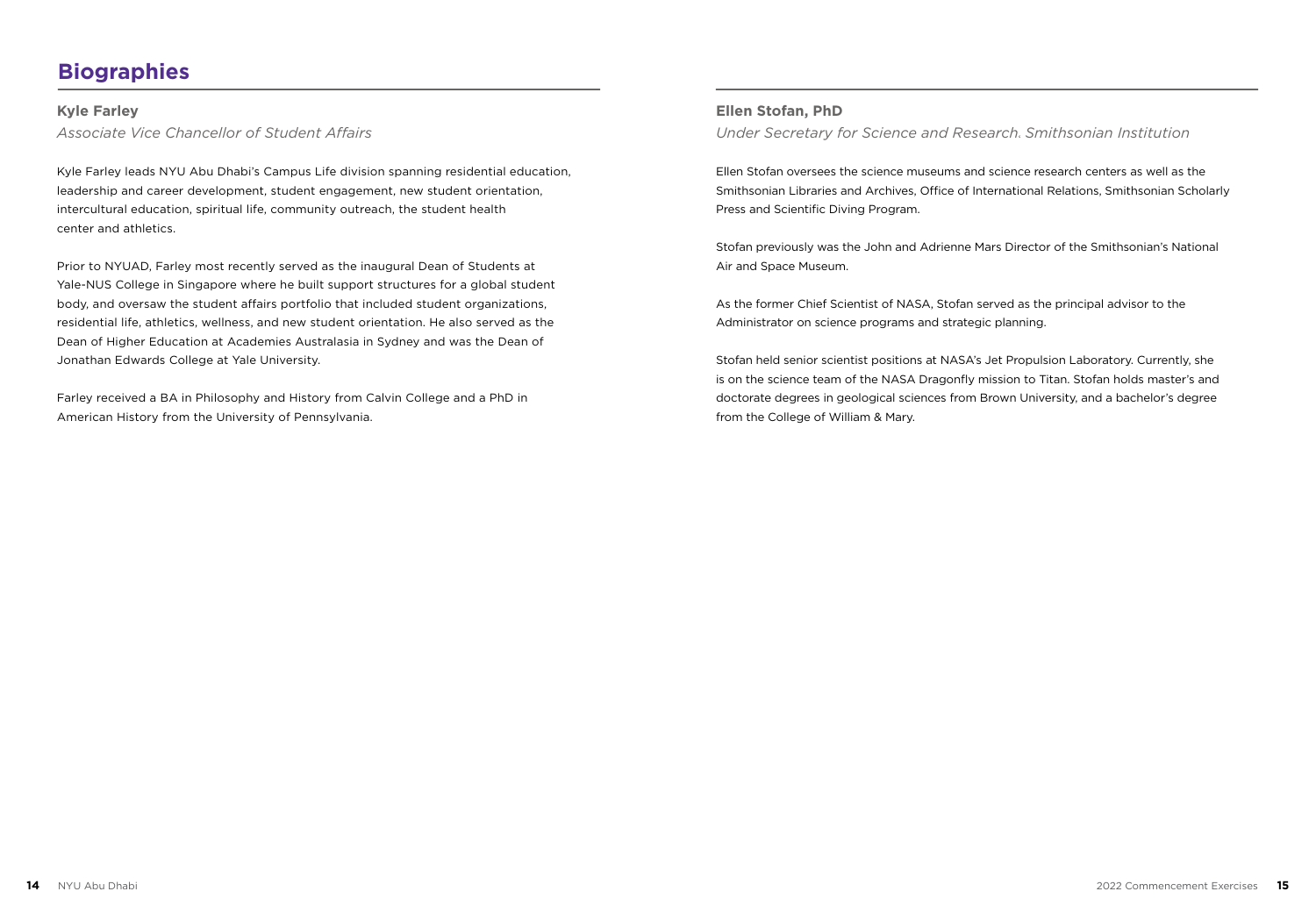# Biographies

**Kyle Farley**

*Associate Vice Chancellor of Student Affairs*

Kyle Farley leads NYU Abu Dhabi's Campus Life division spanning residential education, leadership and career development, student engagement, new student orientation, intercultural education, spiritual life, community outreach, the student health center and athletics.

Prior to NYUAD, Farley most recently served as the inaugural Dean of Students at Yale-NUS College in Singapore where he built support structures for a global student body, and oversaw the student affairs portfolio that included student organizations, residential life, athletics, wellness, and new student orientation. He also served as the Dean of Higher Education at Academies Australasia in Sydney and was the Dean of Jonathan Edwards College at Yale University.

Farley received a BA in Philosophy and History from Calvin College and a PhD in American History from the University of Pennsylvania.

**Ellen Stofan, PhD**

*Under Secretary for Science and Research. Smithsonian Institution*

Ellen Stofan oversees the science museums and science research centers as well as the Smithsonian Libraries and Archives, Office of International Relations, Smithsonian Scholarly Press and Scientific Diving Program.

Stofan previously was the John and Adrienne Mars Director of the Smithsonian's National Air and Space Museum.

As the former Chief Scientist of NASA, Stofan served as the principal advisor to the Administrator on science programs and strategic planning.

Stofan held senior scientist positions at NASA's Jet Propulsion Laboratory. Currently, she is on the science team of the NASA Dragonfly mission to Titan. Stofan holds master's and doctorate degrees in geological sciences from Brown University, and a bachelor's degree from the College of William & Mary.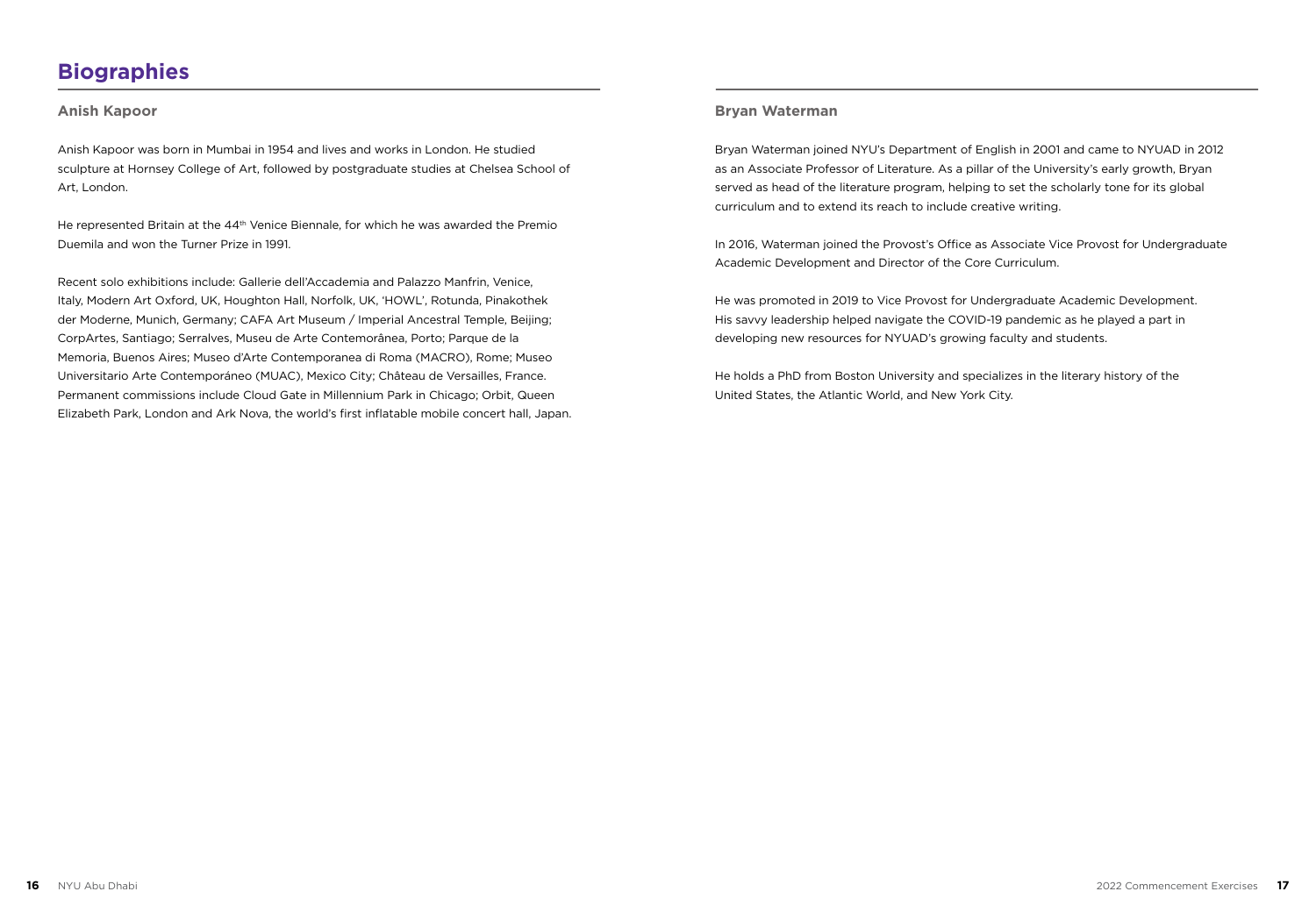# Biographies

## Anish Kapoor

Anish Kapoor was born in Mumbai in 1954 and lives and works in London. He studied sculpture at Hornsey College of Art, followed by postgraduate studies at Chelsea School of Art, London.

He represented Britain at the 44th Venice Biennale, for which he was awarded the Premio Duemila and won the Turner Prize in 1991.

Recent solo exhibitions include: Gallerie dell'Accademia and Palazzo Manfrin, Venice, Italy, Modern Art Oxford, UK, Houghton Hall, Norfolk, UK, 'HOWL', Rotunda, Pinakothek der Moderne, Munich, Germany; CAFA Art Museum / Imperial Ancestral Temple, Beijing; CorpArtes, Santiago; Serralves, Museu de Arte Contemorânea, Porto; Parque de la Memoria, Buenos Aires; Museo d'Arte Contemporanea di Roma (MACRO), Rome; Museo Universitario Arte Contemporáneo (MUAC), Mexico City; Château de Versailles, France. Permanent commissions include Cloud Gate in Millennium Park in Chicago; Orbit, Queen Elizabeth Park, London and Ark Nova, the world's first inflatable mobile concert hall, Japan.

## Bryan Waterman

Bryan Waterman joined NYU's Department of English in 2001 and came to NYUAD in 2012 as an Associate Professor of Literature. As a pillar of the University's early growth, Bryan served as head of the literature program, helping to set the scholarly tone for its global curriculum and to extend its reach to include creative writing.

In 2016, Waterman joined the Provost's Office as Associate Vice Provost for Undergraduate Academic Development and Director of the Core Curriculum.

He was promoted in 2019 to Vice Provost for Undergraduate Academic Development. His savvy leadership helped navigate the COVID-19 pandemic as he played a part in developing new resources for NYUAD's growing faculty and students.

He holds a PhD from Boston University and specializes in the literary history of the United States, the Atlantic World, and New York City.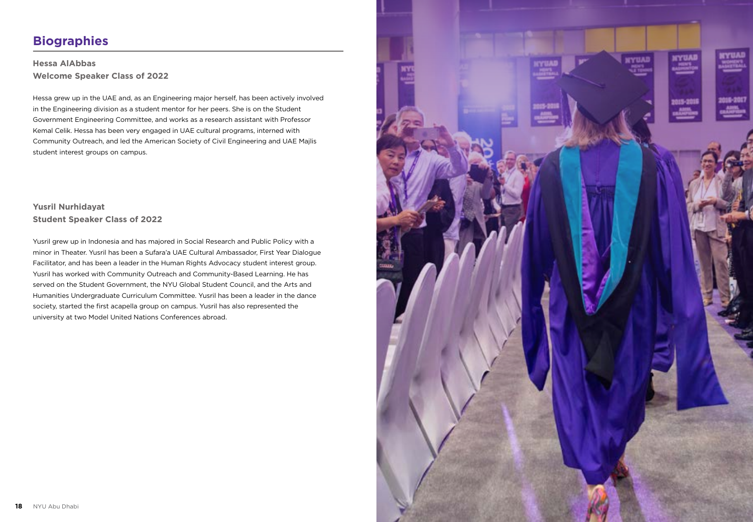## Biographies

**Hessa AlAbbas**
**Welcome Speaker Class of 2022**

Hessa grew up in the UAE and, as an Engineering major herself, has been actively involved in the Engineering division as a student mentor for her peers. She is on the Student Government Engineering Committee, and works as a research assistant with Professor Kemal Celik. Hessa has been very engaged in UAE cultural programs, interned with Community Outreach, and led the American Society of Civil Engineering and UAE Majlis student interest groups on campus.

**Yusril Nurhidayat**
**Student Speaker Class of 2022**

Yusril grew up in Indonesia and has majored in Social Research and Public Policy with a minor in Theater. Yusril has been a Sufara'a UAE Cultural Ambassador, First Year Dialogue Facilitator, and has been a leader in the Human Rights Advocacy student interest group. Yusril has worked with Community Outreach and Community-Based Learning. He has served on the Student Government, the NYU Global Student Council, and the Arts and Humanities Undergraduate Curriculum Committee. Yusril has been a leader in the dance society, started the first acapella group on campus. Yusril has also represented the university at two Model United Nations Conferences abroad.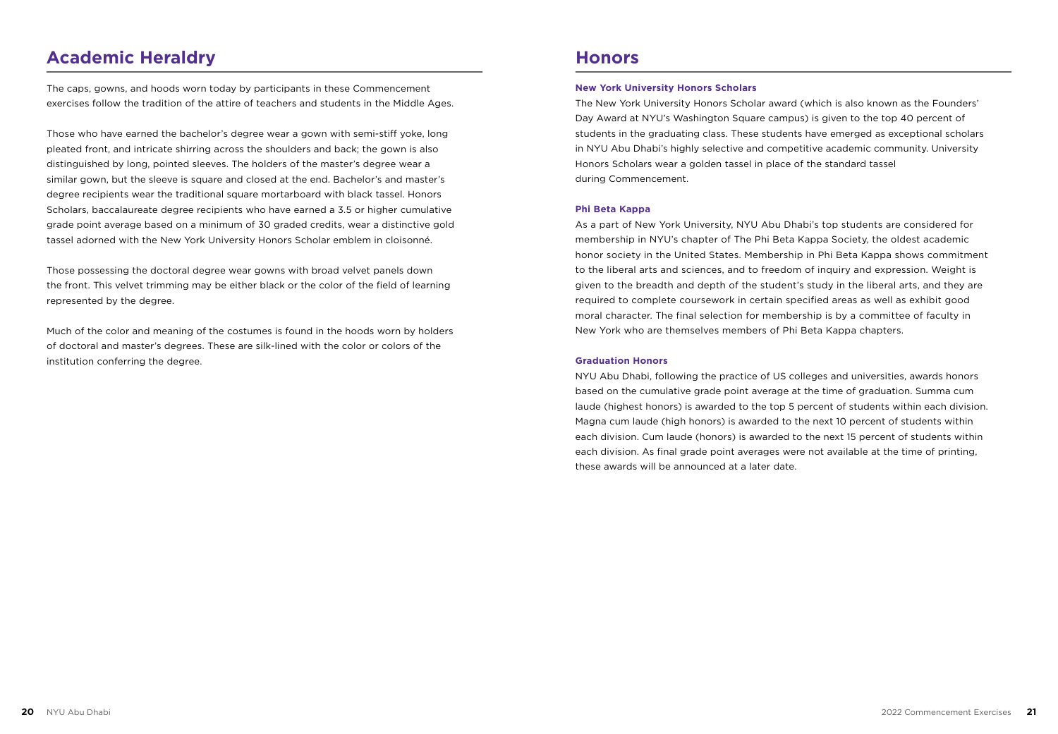## Academic Heraldry

The caps, gowns, and hoods worn today by participants in these Commencement exercises follow the tradition of the attire of teachers and students in the Middle Ages.

Those who have earned the bachelor's degree wear a gown with semi-stiff yoke, long pleated front, and intricate shirring across the shoulders and back; the gown is also distinguished by long, pointed sleeves. The holders of the master's degree wear a similar gown, but the sleeve is square and closed at the end. Bachelor's and master's degree recipients wear the traditional square mortarboard with black tassel. Honors Scholars, baccalaureate degree recipients who have earned a 3.5 or higher cumulative grade point average based on a minimum of 30 graded credits, wear a distinctive gold tassel adorned with the New York University Honors Scholar emblem in cloisonné.

Those possessing the doctoral degree wear gowns with broad velvet panels down the front. This velvet trimming may be either black or the color of the field of learning represented by the degree.

Much of the color and meaning of the costumes is found in the hoods worn by holders of doctoral and master's degrees. These are silk-lined with the color or colors of the institution conferring the degree.

## Honors

### New York University Honors Scholars

The New York University Honors Scholar award (which is also known as the Founders' Day Award at NYU's Washington Square campus) is given to the top 40 percent of students in the graduating class. These students have emerged as exceptional scholars in NYU Abu Dhabi's highly selective and competitive academic community. University Honors Scholars wear a golden tassel in place of the standard tassel during Commencement.

### Phi Beta Kappa

As a part of New York University, NYU Abu Dhabi's top students are considered for membership in NYU's chapter of The Phi Beta Kappa Society, the oldest academic honor society in the United States. Membership in Phi Beta Kappa shows commitment to the liberal arts and sciences, and to freedom of inquiry and expression. Weight is given to the breadth and depth of the student's study in the liberal arts, and they are required to complete coursework in certain specified areas as well as exhibit good moral character. The final selection for membership is by a committee of faculty in New York who are themselves members of Phi Beta Kappa chapters.

### Graduation Honors

NYU Abu Dhabi, following the practice of US colleges and universities, awards honors based on the cumulative grade point average at the time of graduation. Summa cum laude (highest honors) is awarded to the top 5 percent of students within each division. Magna cum laude (high honors) is awarded to the next 10 percent of students within each division. Cum laude (honors) is awarded to the next 15 percent of students within each division. As final grade point averages were not available at the time of printing, these awards will be announced at a later date.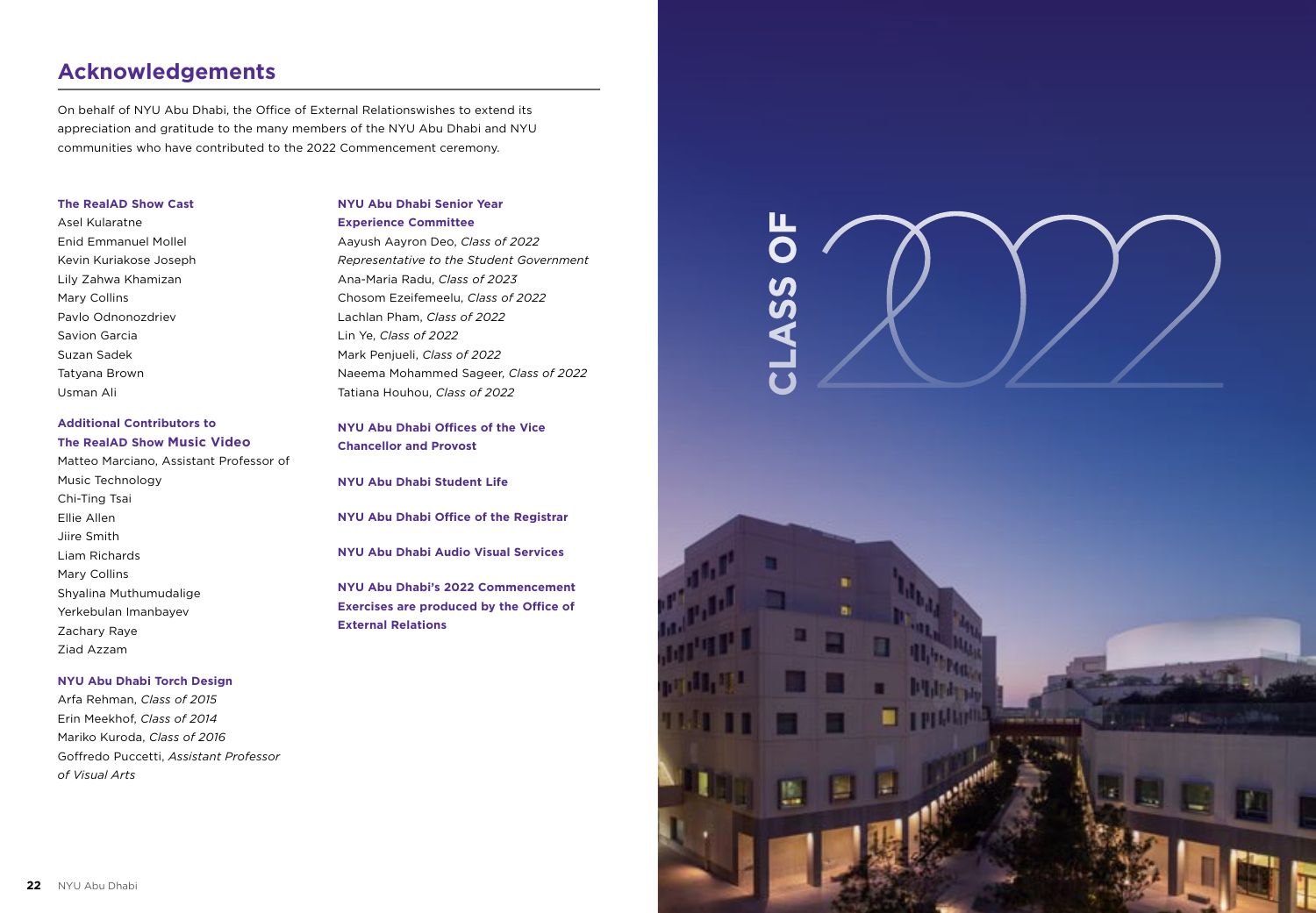## Acknowledgements

On behalf of NYU Abu Dhabi, the Office of External Relationswishes to extend its appreciation and gratitude to the many members of the NYU Abu Dhabi and NYU communities who have contributed to the 2022 Commencement ceremony.

**The RealAD Show Cast**

Asel Kularatne
Enid Emmanuel Mollel
Kevin Kuriakose Joseph
Lily Zahwa Khamizan
Mary Collins
Pavlo Odnonozdriev
Savion Garcia
Suzan Sadek
Tatyana Brown
Usman Ali

**Additional Contributors to The RealAD Show Music Video**

Matteo Marciano, Assistant Professor of Music Technology
Chi-Ting Tsai
Ellie Allen
Jiire Smith
Liam Richards
Mary Collins
Shyalina Muthumudalige
Yerkebulan Imanbayev
Zachary Raye
Ziad Azzam

**NYU Abu Dhabi Torch Design**

Arfa Rehman, *Class of 2015*
Erin Meekhof, *Class of 2014*
Mariko Kuroda, *Class of 2016*
Goffredo Puccetti, *Assistant Professor of Visual Arts*

**NYU Abu Dhabi Senior Year Experience Committee**

Aayush Aayron Deo, *Class of 2022 Representative to the Student Government*
Ana-Maria Radu, *Class of 2023*
Chosom Ezeifemeelu, *Class of 2022*
Lachlan Pham, *Class of 2022*
Lin Ye, *Class of 2022*
Mark Penjueli, *Class of 2022*
Naeema Mohammed Sageer, *Class of 2022*
Tatiana Houhou, *Class of 2022*

**NYU Abu Dhabi Offices of the Vice Chancellor and Provost**

**NYU Abu Dhabi Student Life**

**NYU Abu Dhabi Office of the Registrar**

**NYU Abu Dhabi Audio Visual Services**

**NYU Abu Dhabi's 2022 Commencement Exercises are produced by the Office of External Relations**

CLASS OF 2022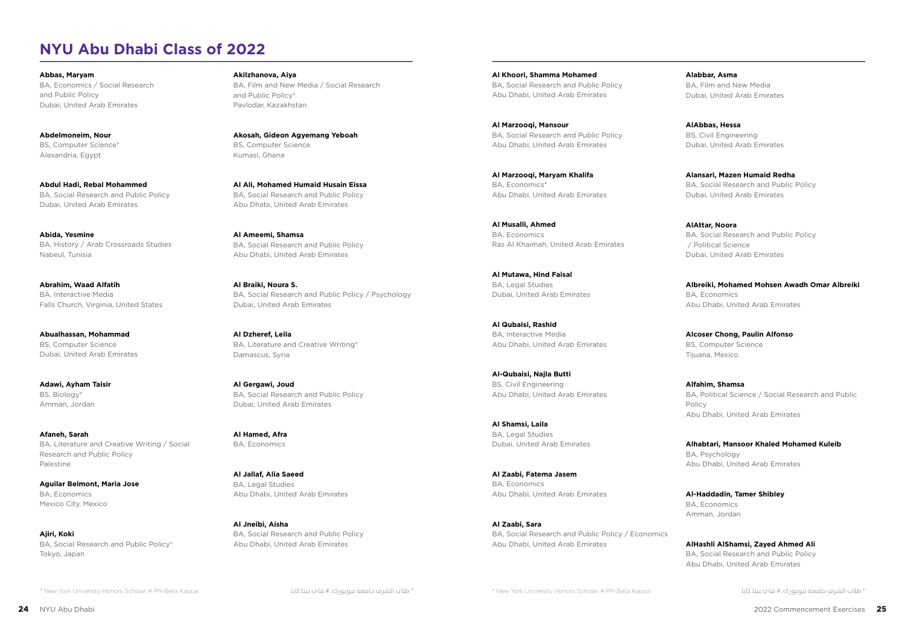# NYU Abu Dhabi Class of 2022

**Abbas, Maryam**
BA, Economics / Social Research and Public Policy
Dubai, United Arab Emirates

**Abdelmoneim, Nour**
BS, Computer Science*
Alexandria, Egypt

**Abdul Hadi, Rebal Mohammed**
BA, Social Research and Public Policy
Dubai, United Arab Emirates

**Abida, Yesmine**
BA, History / Arab Crossroads Studies
Nabeul, Tunisia

**Abrahim, Waad Alfatih**
BA, Interactive Media
Falls Church, Virginia, United States

**Abualhassan, Mohammad**
BS, Computer Science
Dubai, United Arab Emirates

**Adawi, Ayham Taisir**
BS, Biology*
Amman, Jordan

**Afaneh, Sarah**
BA, Literature and Creative Writing / Social Research and Public Policy
Palestine

**Aguilar Belmont, Maria Jose**
BA, Economics
Mexico City, Mexico

**Ajiri, Koki**
BA, Social Research and Public Policy*
Tokyo, Japan

**Akilzhanova, Aiya**
BA, Film and New Media / Social Research and Public Policy*
Pavlodar, Kazakhstan

**Akosah, Gideon Agyemang Yeboah**
BS, Computer Science
Kumasi, Ghana

**Al Ali, Mohamed Humaid Husain Eissa**
BA, Social Research and Public Policy
Abu Dhabi, United Arab Emirates

**Al Ameemi, Shamsa**
BA, Social Research and Public Policy
Abu Dhabi, United Arab Emirates

**Al Braiki, Noura S.**
BA, Social Research and Public Policy / Psychology
Dubai, United Arab Emirates

**Al Dzheref, Leila**
BA, Literature and Creative Writing*
Damascus, Syria

**Al Gergawi, Joud**
BA, Social Research and Public Policy
Dubai, United Arab Emirates

**Al Hamed, Afra**
BA, Economics

**Al Jallaf, Alia Saeed**
BA, Legal Studies
Abu Dhabi, United Arab Emirates

**Al Jneibi, Aisha**
BA, Social Research and Public Policy
Abu Dhabi, United Arab Emirates

* New York University Honors Scholar, # Phi Beta Kappa

* طلاب الشرف جامعة نيويورك، # فاي بيتا كابا

**Al Khoori, Shamma Mohamed**
BA, Social Research and Public Policy
Abu Dhabi, United Arab Emirates

**Al Marzooqi, Mansour**
BA, Social Research and Public Policy
Abu Dhabi, United Arab Emirates

**Al Marzooqi, Maryam Khalifa**
BA, Economics*
Abu Dhabi, United Arab Emirates

**Al Musalli, Ahmed**
BA, Economics
Ras Al Khaimah, United Arab Emirates

**Al Mutawa, Hind Faisal**
BA, Legal Studies
Dubai, United Arab Emirates

**Al Qubaisi, Rashid**
BA, Interactive Media
Abu Dhabi, United Arab Emirates

**Al-Qubaisi, Najla Butti**
BS, Civil Engineering
Abu Dhabi, United Arab Emirates

**Al Shamsi, Laila**
BA, Legal Studies
Dubai, United Arab Emirates

**Al Zaabi, Fatema Jasem**
BA, Economics
Abu Dhabi, United Arab Emirates

**Al Zaabi, Sara**
BA, Social Research and Public Policy / Economics
Abu Dhabi, United Arab Emirates

**Alabbar, Asma**
BA, Film and New Media
Dubai, United Arab Emirates

**AlAbbas, Hessa**
BS, Civil Engineering
Dubai, United Arab Emirates

**Alansari, Mazen Humaid Redha**
BA, Social Research and Public Policy
Dubai, United Arab Emirates

**AlAttar, Noora**
BA, Social Research and Public Policy / Political Science
Dubai, United Arab Emirates

**Albreiki, Mohamed Mohsen Awadh Omar Albreiki**
BA, Economics
Abu Dhabi, United Arab Emirates

**Alcoser Chong, Paulin Alfonso**
BS, Computer Science
Tijuana, Mexico

**Alfahim, Shamsa**
BA, Political Science / Social Research and Public Policy
Abu Dhabi, United Arab Emirates

**Alhabtari, Mansoor Khaled Mohamed Kuleib**
BA, Psychology
Abu Dhabi, United Arab Emirates

**Al-Haddadin, Tamer Shibley**
BA, Economics
Amman, Jordan

**AlHashli AlShamsi, Zayed Ahmed Ali**
BA, Social Research and Public Policy
Abu Dhabi, United Arab Emirates

* New York University Honors Scholar, # Phi Beta Kappa

* طلاب الشرف جامعة نيويورك، # فاي بيتا كابا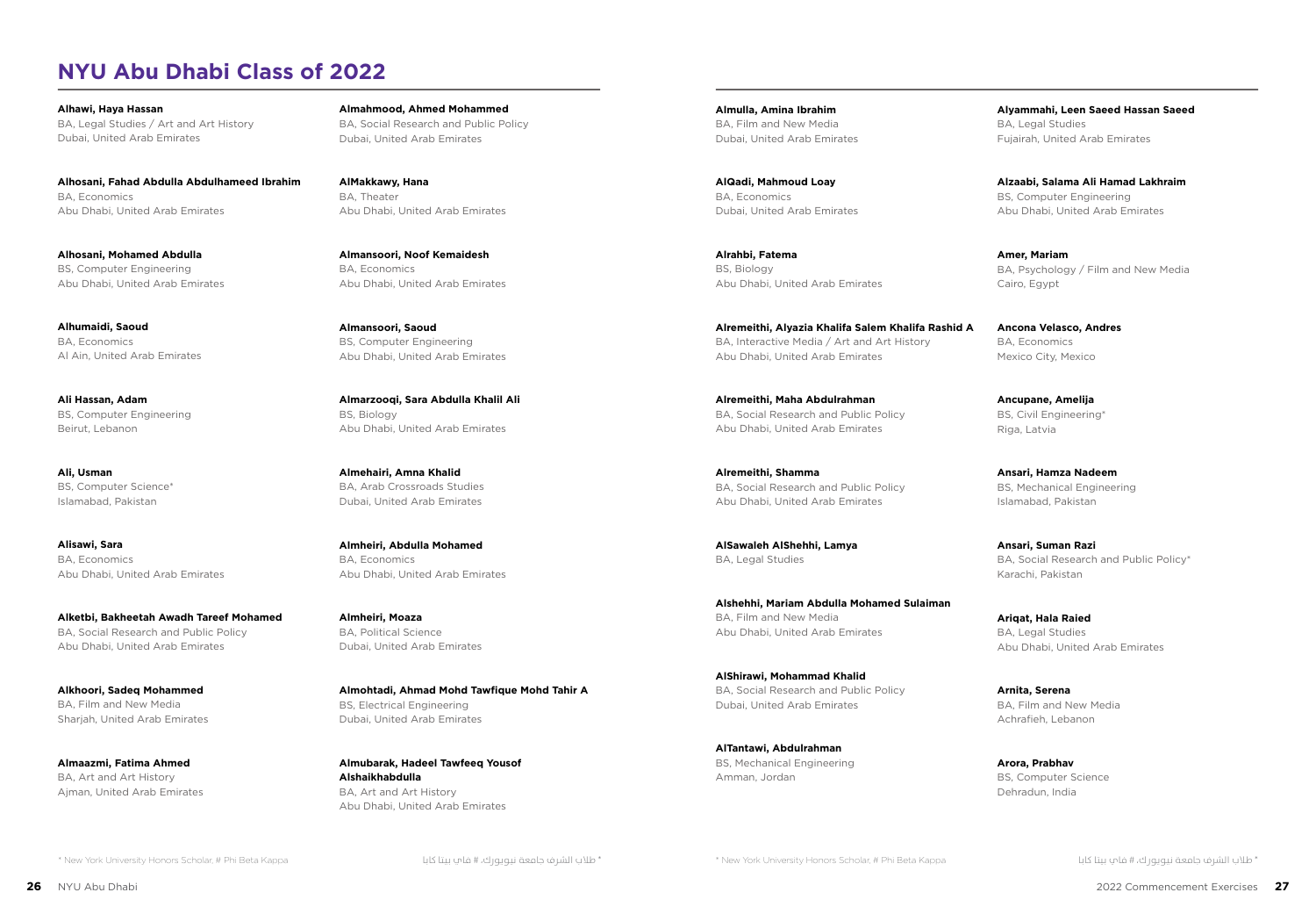# NYU Abu Dhabi Class of 2022

**Alhawi, Haya Hassan**
BA, Legal Studies / Art and Art History
Dubai, United Arab Emirates

**Alhosani, Fahad Abdulla Abdulhameed Ibrahim**
BA, Economics
Abu Dhabi, United Arab Emirates

**Alhosani, Mohamed Abdulla**
BS, Computer Engineering
Abu Dhabi, United Arab Emirates

**Alhumaidi, Saoud**
BA, Economics
Al Ain, United Arab Emirates

**Ali Hassan, Adam**
BS, Computer Engineering
Beirut, Lebanon

**Ali, Usman**
BS, Computer Science*
Islamabad, Pakistan

**Alisawi, Sara**
BA, Economics
Abu Dhabi, United Arab Emirates

**Alketbi, Bakheetah Awadh Tareef Mohamed**
BA, Social Research and Public Policy
Abu Dhabi, United Arab Emirates

**Alkhoori, Sadeq Mohammed**
BA, Film and New Media
Sharjah, United Arab Emirates

**Almaazmi, Fatima Ahmed**
BA, Art and Art History
Ajman, United Arab Emirates

**Almahmood, Ahmed Mohammed**
BA, Social Research and Public Policy
Dubai, United Arab Emirates

**AlMakkawy, Hana**
BA, Theater
Abu Dhabi, United Arab Emirates

**Almansoori, Noof Kemaidesh**
BA, Economics
Abu Dhabi, United Arab Emirates

**Almansoori, Saoud**
BS, Computer Engineering
Abu Dhabi, United Arab Emirates

**Almarzooqi, Sara Abdulla Khalil Ali**
BS, Biology
Abu Dhabi, United Arab Emirates

**Almehairi, Amna Khalid**
BA, Arab Crossroads Studies
Dubai, United Arab Emirates

**Almheiri, Abdulla Mohamed**
BA, Economics
Abu Dhabi, United Arab Emirates

**Almheiri, Moaza**
BA, Political Science
Dubai, United Arab Emirates

**Almohtadi, Ahmad Mohd Tawfique Mohd Tahir A**
BS, Electrical Engineering
Dubai, United Arab Emirates

**Almubarak, Hadeel Tawfeeq Yousof Alshaikhabdulla**
BA, Art and Art History
Abu Dhabi, United Arab Emirates

* New York University Honors Scholar, # Phi Beta Kappa

* طلاب الشرف جامعة نيويورك، # فاي بيتا كابا

**Almulla, Amina Ibrahim**
BA, Film and New Media
Dubai, United Arab Emirates

**AlQadi, Mahmoud Loay**
BA, Economics
Dubai, United Arab Emirates

**Alrahbi, Fatema**
BS, Biology
Abu Dhabi, United Arab Emirates

**Alremeithi, Alyazia Khalifa Salem Khalifa Rashid A**
BA, Interactive Media / Art and Art History
Abu Dhabi, United Arab Emirates

**Alremeithi, Maha Abdulrahman**
BA, Social Research and Public Policy
Abu Dhabi, United Arab Emirates

**Alremeithi, Shamma**
BA, Social Research and Public Policy
Abu Dhabi, United Arab Emirates

**AlSawaleh AlShehhi, Lamya**
BA, Legal Studies

**Alshehhi, Mariam Abdulla Mohamed Sulaiman**
BA, Film and New Media
Abu Dhabi, United Arab Emirates

**AlShirawi, Mohammad Khalid**
BA, Social Research and Public Policy
Dubai, United Arab Emirates

**AlTantawi, Abdulrahman**
BS, Mechanical Engineering
Amman, Jordan

**Alyammahi, Leen Saeed Hassan Saeed**
BA, Legal Studies
Fujairah, United Arab Emirates

**Alzaabi, Salama Ali Hamad Lakhraim**
BS, Computer Engineering
Abu Dhabi, United Arab Emirates

**Amer, Mariam**
BA, Psychology / Film and New Media
Cairo, Egypt

**Ancona Velasco, Andres**
BA, Economics
Mexico City, Mexico

**Ancupane, Amelija**
BS, Civil Engineering*
Riga, Latvia

**Ansari, Hamza Nadeem**
BS, Mechanical Engineering
Islamabad, Pakistan

**Ansari, Suman Razi**
BA, Social Research and Public Policy*
Karachi, Pakistan

**Ariqat, Hala Raied**
BA, Legal Studies
Abu Dhabi, United Arab Emirates

**Arnita, Serena**
BA, Film and New Media
Achrafieh, Lebanon

**Arora, Prabhav**
BS, Computer Science
Dehradun, India

* New York University Honors Scholar, # Phi Beta Kappa

* طلاب الشرف جامعة نيويورك، # فاي بيتا كابا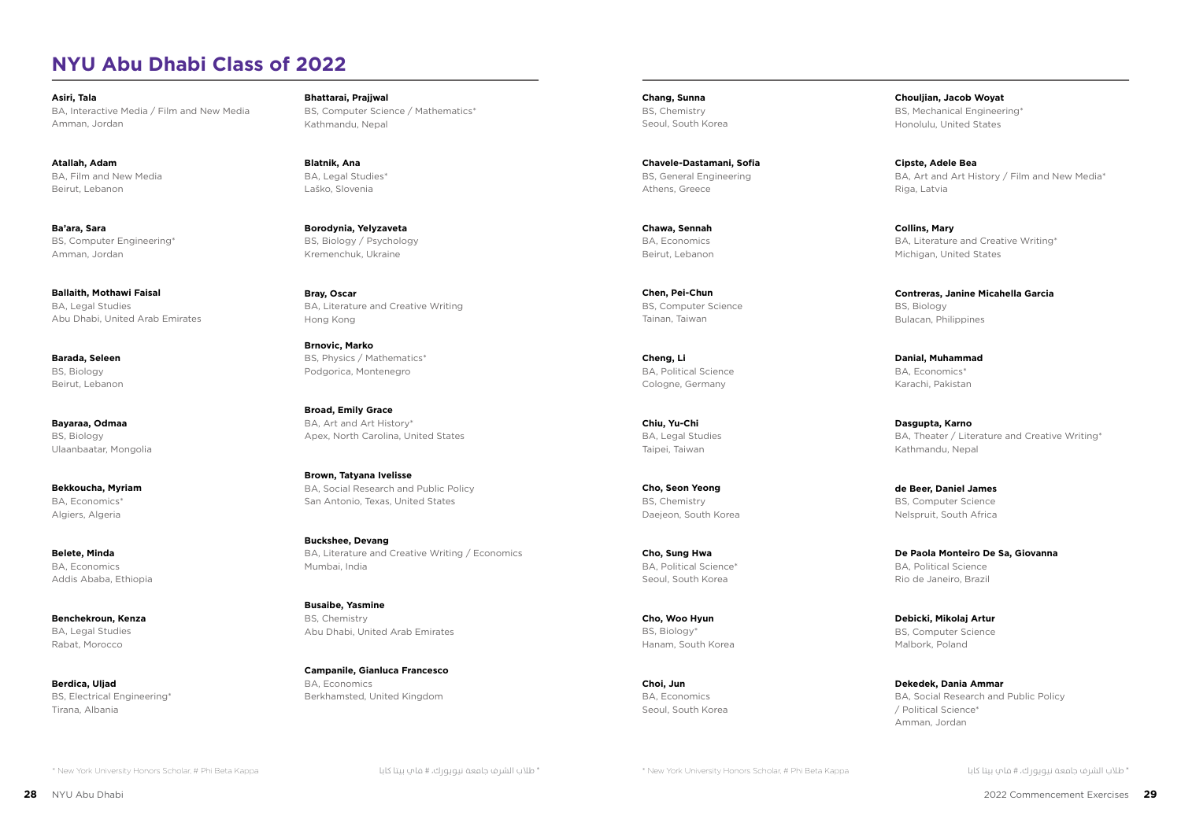# NYU Abu Dhabi Class of 2022

**Asiri, Tala**
BA, Interactive Media / Film and New Media
Amman, Jordan

**Atallah, Adam**
BA, Film and New Media
Beirut, Lebanon

**Ba'ara, Sara**
BS, Computer Engineering*
Amman, Jordan

**Ballaith, Mothawi Faisal**
BA, Legal Studies
Abu Dhabi, United Arab Emirates

**Barada, Seleen**
BS, Biology
Beirut, Lebanon

**Bayaraa, Odmaa**
BS, Biology
Ulaanbaatar, Mongolia

**Bekkoucha, Myriam**
BA, Economics*
Algiers, Algeria

**Belete, Minda**
BA, Economics
Addis Ababa, Ethiopia

**Benchekroun, Kenza**
BA, Legal Studies
Rabat, Morocco

**Berdica, Uljad**
BS, Electrical Engineering*
Tirana, Albania

**Bhattarai, Prajjwal**
BS, Computer Science / Mathematics*
Kathmandu, Nepal

**Blatnik, Ana**
BA, Legal Studies*
Laško, Slovenia

**Borodynia, Yelyzaveta**
BS, Biology / Psychology
Kremenchuk, Ukraine

**Bray, Oscar**
BA, Literature and Creative Writing
Hong Kong

**Brnovic, Marko**
BS, Physics / Mathematics*
Podgorica, Montenegro

**Broad, Emily Grace**
BA, Art and Art History*
Apex, North Carolina, United States

**Brown, Tatyana Ivelisse**
BA, Social Research and Public Policy
San Antonio, Texas, United States

**Buckshee, Devang**
BA, Literature and Creative Writing / Economics
Mumbai, India

**Busaibe, Yasmine**
BS, Chemistry
Abu Dhabi, United Arab Emirates

**Campanile, Gianluca Francesco**
BA, Economics
Berkhamsted, United Kingdom

* New York University Honors Scholar, # Phi Beta Kappa

* طلاب الشرف جامعة نيويورك، # فاي بيتا كابا

**Chang, Sunna**
BS, Chemistry
Seoul, South Korea

**Chavele-Dastamani, Sofia**
BS, General Engineering
Athens, Greece

**Chawa, Sennah**
BA, Economics
Beirut, Lebanon

**Chen, Pei-Chun**
BS, Computer Science
Tainan, Taiwan

**Cheng, Li**
BA, Political Science
Cologne, Germany

**Chiu, Yu-Chi**
BA, Legal Studies
Taipei, Taiwan

**Cho, Seon Yeong**
BS, Chemistry
Daejeon, South Korea

**Cho, Sung Hwa**
BA, Political Science*
Seoul, South Korea

**Cho, Woo Hyun**
BS, Biology*
Hanam, South Korea

**Choi, Jun**
BA, Economics
Seoul, South Korea

**Chouljian, Jacob Woyat**
BS, Mechanical Engineering*
Honolulu, United States

**Cipste, Adele Bea**
BA, Art and Art History / Film and New Media*
Riga, Latvia

**Collins, Mary**
BA, Literature and Creative Writing*
Michigan, United States

**Contreras, Janine Micahella Garcia**
BS, Biology
Bulacan, Philippines

**Danial, Muhammad**
BA, Economics*
Karachi, Pakistan

**Dasgupta, Karno**
BA, Theater / Literature and Creative Writing*
Kathmandu, Nepal

**de Beer, Daniel James**
BS, Computer Science
Nelspruit, South Africa

**De Paola Monteiro De Sa, Giovanna**
BA, Political Science
Rio de Janeiro, Brazil

**Debicki, Mikolaj Artur**
BS, Computer Science
Malbork, Poland

**Dekedek, Dania Ammar**
BA, Social Research and Public Policy / Political Science*
Amman, Jordan

* New York University Honors Scholar, # Phi Beta Kappa

* طلاب الشرف جامعة نيويورك، # فاي بيتا كابا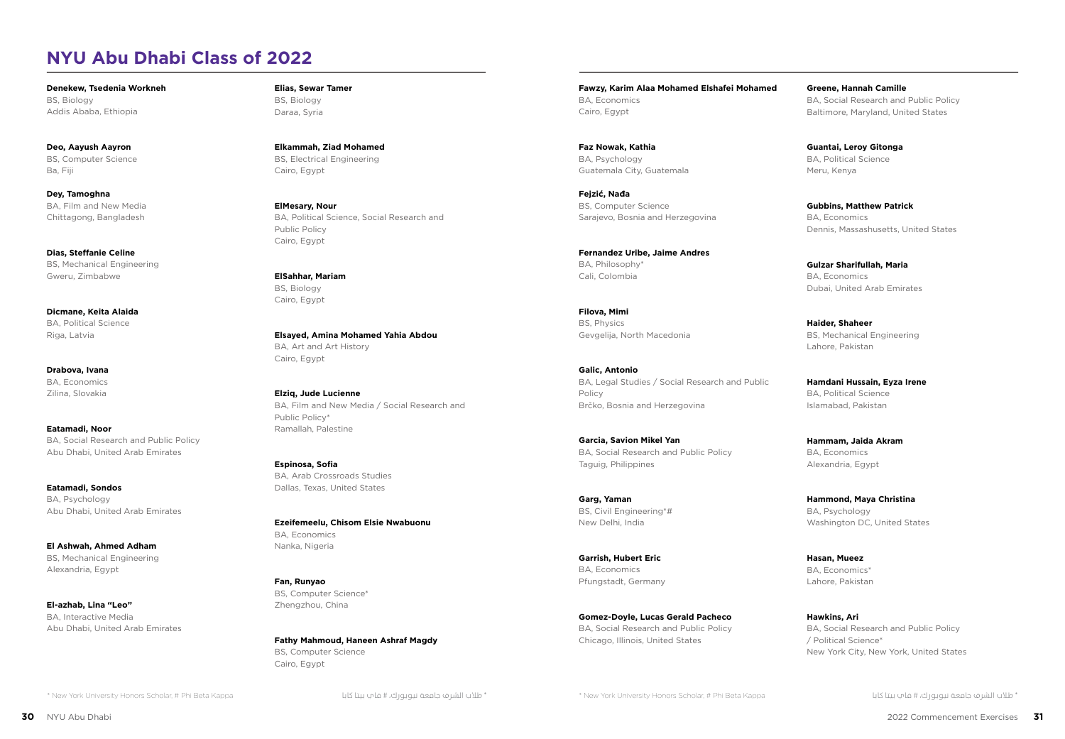# NYU Abu Dhabi Class of 2022

**Denekew, Tsedenia Workneh**
BS, Biology
Addis Ababa, Ethiopia

**Deo, Aayush Aayron**
BS, Computer Science
Ba, Fiji

**Dey, Tamoghna**
BA, Film and New Media
Chittagong, Bangladesh

**Dias, Steffanie Celine**
BS, Mechanical Engineering
Gweru, Zimbabwe

**Dicmane, Keita Alaida**
BA, Political Science
Riga, Latvia

**Drabova, Ivana**
BA, Economics
Zilina, Slovakia

**Eatamadi, Noor**
BA, Social Research and Public Policy
Abu Dhabi, United Arab Emirates

**Eatamadi, Sondos**
BA, Psychology
Abu Dhabi, United Arab Emirates

**El Ashwah, Ahmed Adham**
BS, Mechanical Engineering
Alexandria, Egypt

**El-azhab, Lina "Leo"**
BA, Interactive Media
Abu Dhabi, United Arab Emirates

**Elias, Sewar Tamer**
BS, Biology
Daraa, Syria

**Elkammah, Ziad Mohamed**
BS, Electrical Engineering
Cairo, Egypt

**ElMesary, Nour**
BA, Political Science, Social Research and Public Policy
Cairo, Egypt

**ElSahhar, Mariam**
BS, Biology
Cairo, Egypt

**Elsayed, Amina Mohamed Yahia Abdou**
BA, Art and Art History
Cairo, Egypt

**Elziq, Jude Lucienne**
BA, Film and New Media / Social Research and Public Policy*
Ramallah, Palestine

**Espinosa, Sofia**
BA, Arab Crossroads Studies
Dallas, Texas, United States

**Ezeifemeelu, Chisom Elsie Nwabuonu**
BA, Economics
Nanka, Nigeria

**Fan, Runyao**
BS, Computer Science*
Zhengzhou, China

**Fathy Mahmoud, Haneen Ashraf Magdy**
BS, Computer Science
Cairo, Egypt

* New York University Honors Scholar, # Phi Beta Kappa

* طلاب الشرف جامعة نيويورك، # فاي بيتا كابا

**Fawzy, Karim Alaa Mohamed Elshafei Mohamed**
BA, Economics
Cairo, Egypt

**Faz Nowak, Kathia**
BA, Psychology
Guatemala City, Guatemala

**Fejzić, Nađa**
BS, Computer Science
Sarajevo, Bosnia and Herzegovina

**Fernandez Uribe, Jaime Andres**
BA, Philosophy*
Cali, Colombia

**Filova, Mimi**
BS, Physics
Gevgelija, North Macedonia

**Galic, Antonio**
BA, Legal Studies / Social Research and Public Policy
Brčko, Bosnia and Herzegovina

**Garcia, Savion Mikel Yan**
BA, Social Research and Public Policy
Taguig, Philippines

**Garg, Yaman**
BS, Civil Engineering*#
New Delhi, India

**Garrish, Hubert Eric**
BA, Economics
Pfungstadt, Germany

**Gomez-Doyle, Lucas Gerald Pacheco**
BA, Social Research and Public Policy
Chicago, Illinois, United States

**Greene, Hannah Camille**
BA, Social Research and Public Policy
Baltimore, Maryland, United States

**Guantai, Leroy Gitonga**
BA, Political Science
Meru, Kenya

**Gubbins, Matthew Patrick**
BA, Economics
Dennis, Massashusetts, United States

**Gulzar Sharifullah, Maria**
BA, Economics
Dubai, United Arab Emirates

**Haider, Shaheer**
BS, Mechanical Engineering
Lahore, Pakistan

**Hamdani Hussain, Eyza Irene**
BA, Political Science
Islamabad, Pakistan

**Hammam, Jaida Akram**
BA, Economics
Alexandria, Egypt

**Hammond, Maya Christina**
BA, Psychology
Washington DC, United States

**Hasan, Mueez**
BA, Economics*
Lahore, Pakistan

**Hawkins, Ari**
BA, Social Research and Public Policy / Political Science*
New York City, New York, United States

* New York University Honors Scholar, # Phi Beta Kappa

* طلاب الشرف جامعة نيويورك، # فاي بيتا كابا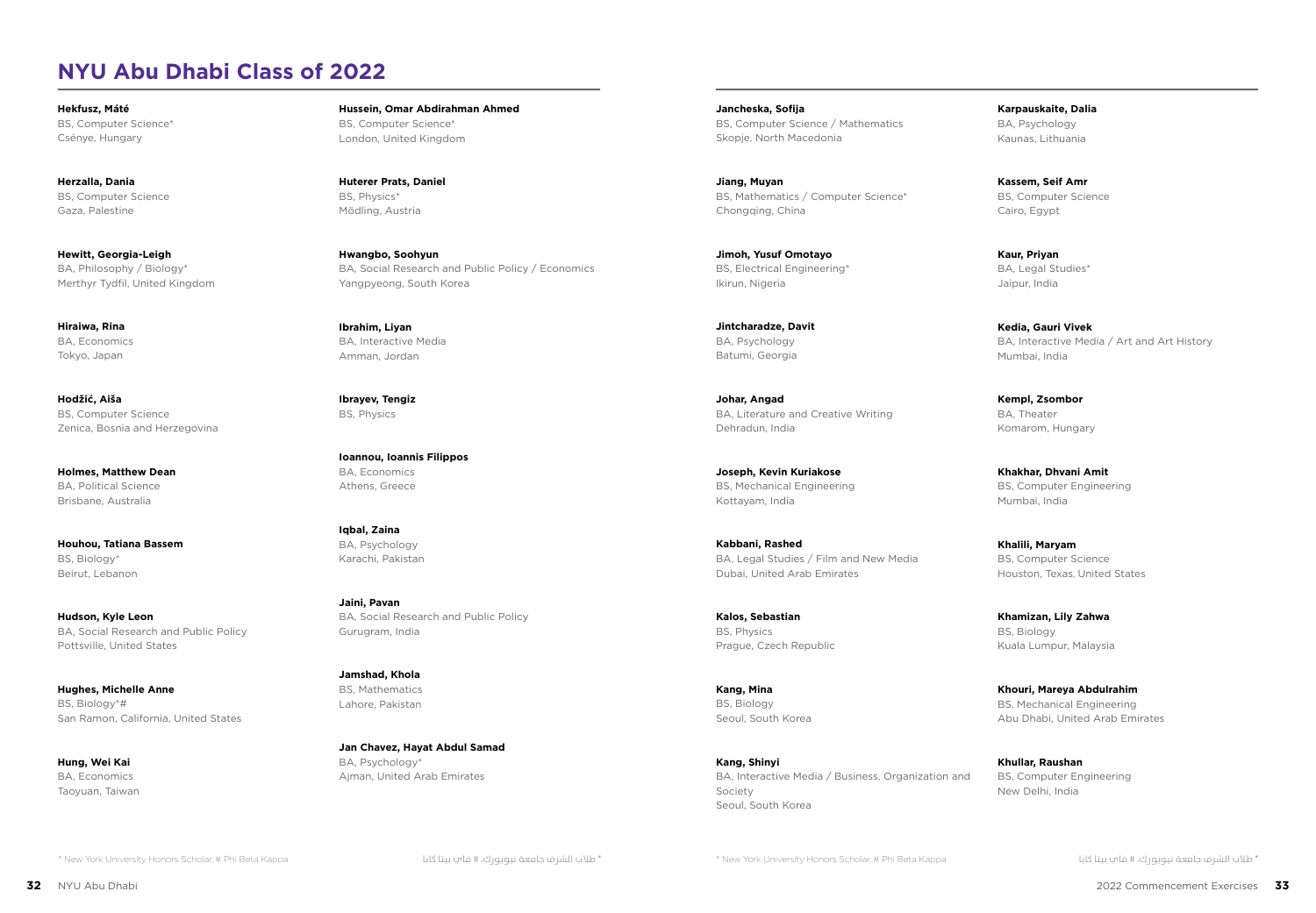# NYU Abu Dhabi Class of 2022

**Hekfusz, Máté**
BS, Computer Science*
Csénye, Hungary

**Herzalla, Dania**
BS, Computer Science
Gaza, Palestine

**Hewitt, Georgia-Leigh**
BA, Philosophy / Biology*
Merthyr Tydfil, United Kingdom

**Hiraiwa, Rina**
BA, Economics
Tokyo, Japan

**Hodžić, Aiša**
BS, Computer Science
Zenica, Bosnia and Herzegovina

**Holmes, Matthew Dean**
BA, Political Science
Brisbane, Australia

**Houhou, Tatiana Bassem**
BS, Biology*
Beirut, Lebanon

**Hudson, Kyle Leon**
BA, Social Research and Public Policy
Pottsville, United States

**Hughes, Michelle Anne**
BS, Biology*#
San Ramon, California, United States

**Hung, Wei Kai**
BA, Economics
Taoyuan, Taiwan

**Hussein, Omar Abdirahman Ahmed**
BS, Computer Science*
London, United Kingdom

**Huterer Prats, Daniel**
BS, Physics*
Mödling, Austria

**Hwangbo, Soohyun**
BA, Social Research and Public Policy / Economics
Yangpyeong, South Korea

**Ibrahim, Liyan**
BA, Interactive Media
Amman, Jordan

**Ibrayev, Tengiz**
BS, Physics

**Ioannou, Ioannis Filippos**
BA, Economics
Athens, Greece

**Iqbal, Zaina**
BA, Psychology
Karachi, Pakistan

**Jaini, Pavan**
BA, Social Research and Public Policy
Gurugram, India

**Jamshad, Khola**
BS, Mathematics
Lahore, Pakistan

**Jan Chavez, Hayat Abdul Samad**
BA, Psychology*
Ajman, United Arab Emirates

* New York University Honors Scholar, # Phi Beta Kappa

* طلاب الشرف جامعة نيويورك، # فاي بيتا كابا

**Jancheska, Sofija**
BS, Computer Science / Mathematics
Skopje, North Macedonia

**Jiang, Muyan**
BS, Mathematics / Computer Science*
Chongqing, China

**Jimoh, Yusuf Omotayo**
BS, Electrical Engineering*
Ikirun, Nigeria

**Jintcharadze, Davit**
BA, Psychology
Batumi, Georgia

**Johar, Angad**
BA, Literature and Creative Writing
Dehradun, India

**Joseph, Kevin Kuriakose**
BS, Mechanical Engineering
Kottayam, India

**Kabbani, Rashed**
BA, Legal Studies / Film and New Media
Dubai, United Arab Emirates

**Kalos, Sebastian**
BS, Physics
Prague, Czech Republic

**Kang, Mina**
BS, Biology
Seoul, South Korea

**Kang, Shinyi**
BA, Interactive Media / Business, Organization and Society
Seoul, South Korea

**Karpauskaite, Dalia**
BA, Psychology
Kaunas, Lithuania

**Kassem, Seif Amr**
BS, Computer Science
Cairo, Egypt

**Kaur, Priyan**
BA, Legal Studies*
Jaipur, India

**Kedia, Gauri Vivek**
BA, Interactive Media / Art and Art History
Mumbai, India

**Kempl, Zsombor**
BA, Theater
Komarom, Hungary

**Khakhar, Dhvani Amit**
BS, Computer Engineering
Mumbai, India

**Khalili, Maryam**
BS, Computer Science
Houston, Texas, United States

**Khamizan, Lily Zahwa**
BS, Biology
Kuala Lumpur, Malaysia

**Khouri, Mareya Abdulrahim**
BS, Mechanical Engineering
Abu Dhabi, United Arab Emirates

**Khullar, Raushan**
BS, Computer Engineering
New Delhi, India

* New York University Honors Scholar, # Phi Beta Kappa

* طلاب الشرف جامعة نيويورك، # فاي بيتا كابا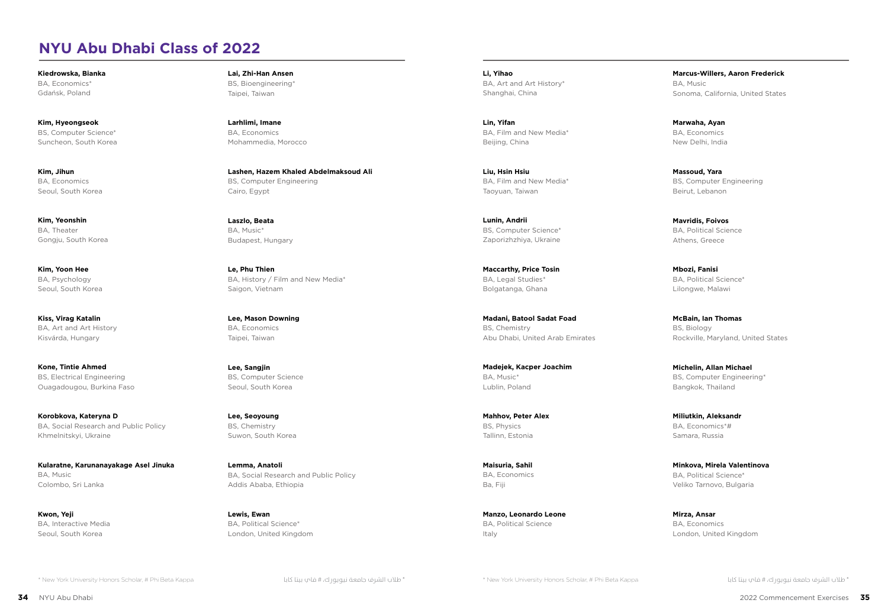# NYU Abu Dhabi Class of 2022

**Kiedrowska, Bianka**
BA, Economics*
Gdańsk, Poland

**Kim, Hyeongseok**
BS, Computer Science*
Suncheon, South Korea

**Kim, Jihun**
BA, Economics
Seoul, South Korea

**Kim, Yeonshin**
BA, Theater
Gongju, South Korea

**Kim, Yoon Hee**
BA, Psychology
Seoul, South Korea

**Kiss, Virag Katalin**
BA, Art and Art History
Kisvárda, Hungary

**Kone, Tintie Ahmed**
BS, Electrical Engineering
Ouagadougou, Burkina Faso

**Korobkova, Kateryna D**
BA, Social Research and Public Policy
Khmelnitskyi, Ukraine

**Kularatne, Karunanayakage Asel Jinuka**
BA, Music
Colombo, Sri Lanka

**Kwon, Yeji**
BA, Interactive Media
Seoul, South Korea

**Lai, Zhi-Han Ansen**
BS, Bioengineering*
Taipei, Taiwan

**Larhlimi, Imane**
BA, Economics
Mohammedia, Morocco

**Lashen, Hazem Khaled Abdelmaksoud Ali**
BS, Computer Engineering
Cairo, Egypt

**Laszlo, Beata**
BA, Music*
Budapest, Hungary

**Le, Phu Thien**
BA, History / Film and New Media*
Saigon, Vietnam

**Lee, Mason Downing**
BA, Economics
Taipei, Taiwan

**Lee, Sangjin**
BS, Computer Science
Seoul, South Korea

**Lee, Seoyoung**
BS, Chemistry
Suwon, South Korea

**Lemma, Anatoli**
BA, Social Research and Public Policy
Addis Ababa, Ethiopia

**Lewis, Ewan**
BA, Political Science*
London, United Kingdom

* New York University Honors Scholar, # Phi Beta Kappa

* طلاب الشرف جامعة نيويورك، # فاي بيتا كابا

**Li, Yihao**
BA, Art and Art History*
Shanghai, China

**Lin, Yifan**
BA, Film and New Media*
Beijing, China

**Liu, Hsin Hsiu**
BA, Film and New Media*
Taoyuan, Taiwan

**Lunin, Andrii**
BS, Computer Science*
Zaporizhzhiya, Ukraine

**Maccarthy, Price Tosin**
BA, Legal Studies*
Bolgatanga, Ghana

**Madani, Batool Sadat Foad**
BS, Chemistry
Abu Dhabi, United Arab Emirates

**Madejek, Kacper Joachim**
BA, Music*
Lublin, Poland

**Mahhov, Peter Alex**
BS, Physics
Tallinn, Estonia

**Maisuria, Sahil**
BA, Economics
Ba, Fiji

**Manzo, Leonardo Leone**
BA, Political Science
Italy

**Marcus-Willers, Aaron Frederick**
BA, Music
Sonoma, California, United States

**Marwaha, Ayan**
BA, Economics
New Delhi, India

**Massoud, Yara**
BS, Computer Engineering
Beirut, Lebanon

**Mavridis, Foivos**
BA, Political Science
Athens, Greece

**Mbozi, Fanisi**
BA, Political Science*
Lilongwe, Malawi

**McBain, Ian Thomas**
BS, Biology
Rockville, Maryland, United States

**Michelin, Allan Michael**
BS, Computer Engineering*
Bangkok, Thailand

**Miliutkin, Aleksandr**
BA, Economics*#
Samara, Russia

**Minkova, Mirela Valentinova**
BA, Political Science*
Veliko Tarnovo, Bulgaria

**Mirza, Ansar**
BA, Economics
London, United Kingdom

* New York University Honors Scholar, # Phi Beta Kappa

* طلاب الشرف جامعة نيويورك، # فاي بيتا كابا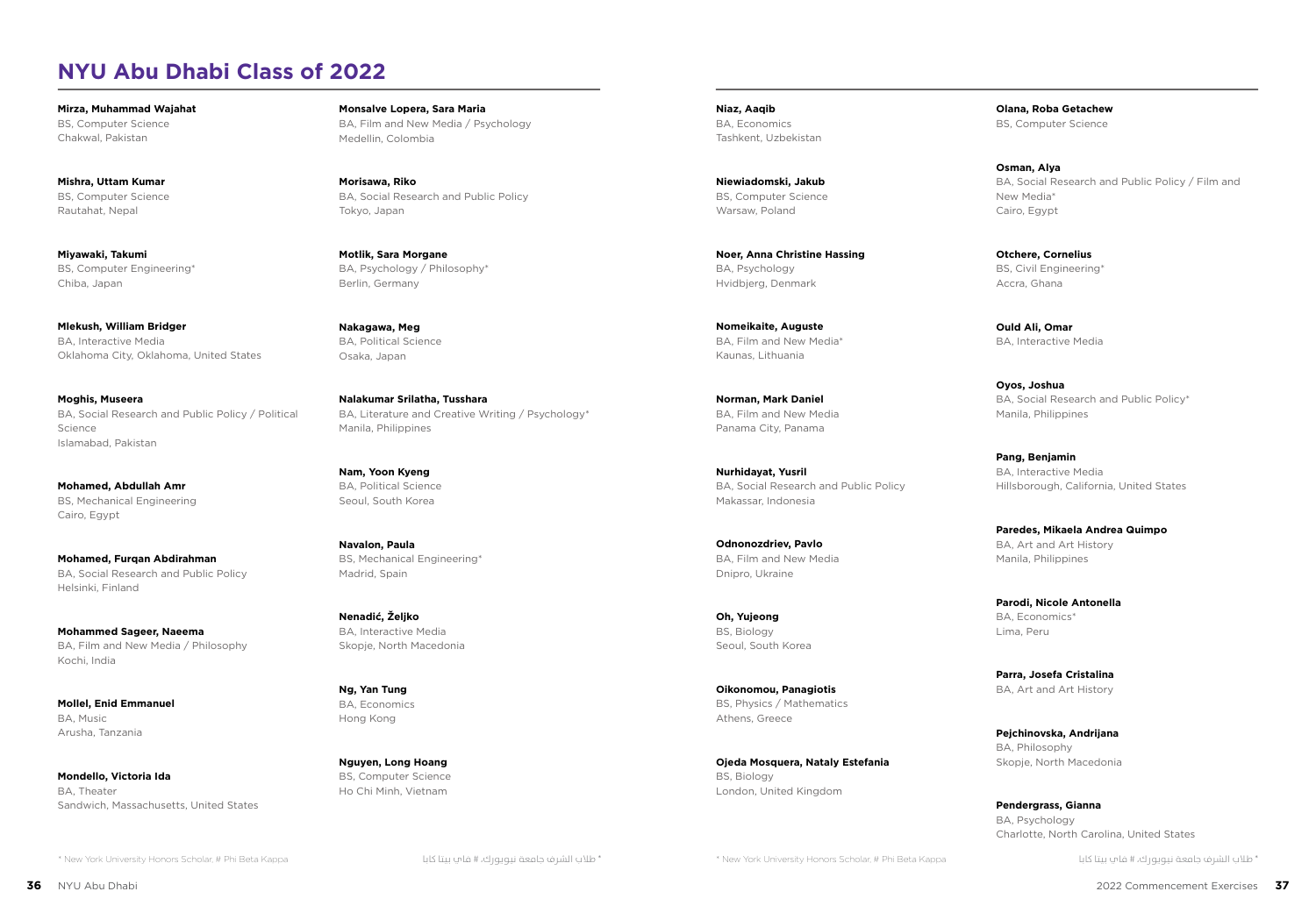## NYU Abu Dhabi Class of 2022

**Mirza, Muhammad Wajahat**
BS, Computer Science
Chakwal, Pakistan

**Mishra, Uttam Kumar**
BS, Computer Science
Rautahat, Nepal

**Miyawaki, Takumi**
BS, Computer Engineering*
Chiba, Japan

**Mlekush, William Bridger**
BA, Interactive Media
Oklahoma City, Oklahoma, United States

**Moghis, Museera**
BA, Social Research and Public Policy / Political Science
Islamabad, Pakistan

**Mohamed, Abdullah Amr**
BS, Mechanical Engineering
Cairo, Egypt

**Mohamed, Furqan Abdirahman**
BA, Social Research and Public Policy
Helsinki, Finland

**Mohammed Sageer, Naeema**
BA, Film and New Media / Philosophy
Kochi, India

**Mollel, Enid Emmanuel**
BA, Music
Arusha, Tanzania

**Mondello, Victoria Ida**
BA, Theater
Sandwich, Massachusetts, United States

**Monsalve Lopera, Sara Maria**
BA, Film and New Media / Psychology
Medellin, Colombia

**Morisawa, Riko**
BA, Social Research and Public Policy
Tokyo, Japan

**Motlik, Sara Morgane**
BA, Psychology / Philosophy*
Berlin, Germany

**Nakagawa, Meg**
BA, Political Science
Osaka, Japan

**Nalakumar Srilatha, Tusshara**
BA, Literature and Creative Writing / Psychology*
Manila, Philippines

**Nam, Yoon Kyeng**
BA, Political Science
Seoul, South Korea

**Navalon, Paula**
BS, Mechanical Engineering*
Madrid, Spain

**Nenadić, Željko**
BA, Interactive Media
Skopje, North Macedonia

**Ng, Yan Tung**
BA, Economics
Hong Kong

**Nguyen, Long Hoang**
BS, Computer Science
Ho Chi Minh, Vietnam

* New York University Honors Scholar, # Phi Beta Kappa

* طلاب الشرف جامعة نيويورك، # فاي بيتا كابا

**Niaz, Aaqib**
BA, Economics
Tashkent, Uzbekistan

**Niewiadomski, Jakub**
BS, Computer Science
Warsaw, Poland

**Noer, Anna Christine Hassing**
BA, Psychology
Hvidbjerg, Denmark

**Nomeikaite, Auguste**
BA, Film and New Media*
Kaunas, Lithuania

**Norman, Mark Daniel**
BA, Film and New Media
Panama City, Panama

**Nurhidayat, Yusril**
BA, Social Research and Public Policy
Makassar, Indonesia

**Odnonozdriev, Pavlo**
BA, Film and New Media
Dnipro, Ukraine

**Oh, Yujeong**
BS, Biology
Seoul, South Korea

**Oikonomou, Panagiotis**
BS, Physics / Mathematics
Athens, Greece

**Ojeda Mosquera, Nataly Estefania**
BS, Biology
London, United Kingdom

**Olana, Roba Getachew**
BS, Computer Science

**Osman, Alya**
BA, Social Research and Public Policy / Film and New Media*
Cairo, Egypt

**Otchere, Cornelius**
BS, Civil Engineering*
Accra, Ghana

**Ould Ali, Omar**
BA, Interactive Media

**Oyos, Joshua**
BA, Social Research and Public Policy*
Manila, Philippines

**Pang, Benjamin**
BA, Interactive Media
Hillsborough, California, United States

**Paredes, Mikaela Andrea Quimpo**
BA, Art and Art History
Manila, Philippines

**Parodi, Nicole Antonella**
BA, Economics*
Lima, Peru

**Parra, Josefa Cristalina**
BA, Art and Art History

**Pejchinovska, Andrijana**
BA, Philosophy
Skopje, North Macedonia

**Pendergrass, Gianna**
BA, Psychology
Charlotte, North Carolina, United States

* New York University Honors Scholar, # Phi Beta Kappa

* طلاب الشرف جامعة نيويورك، # فاي بيتا كابا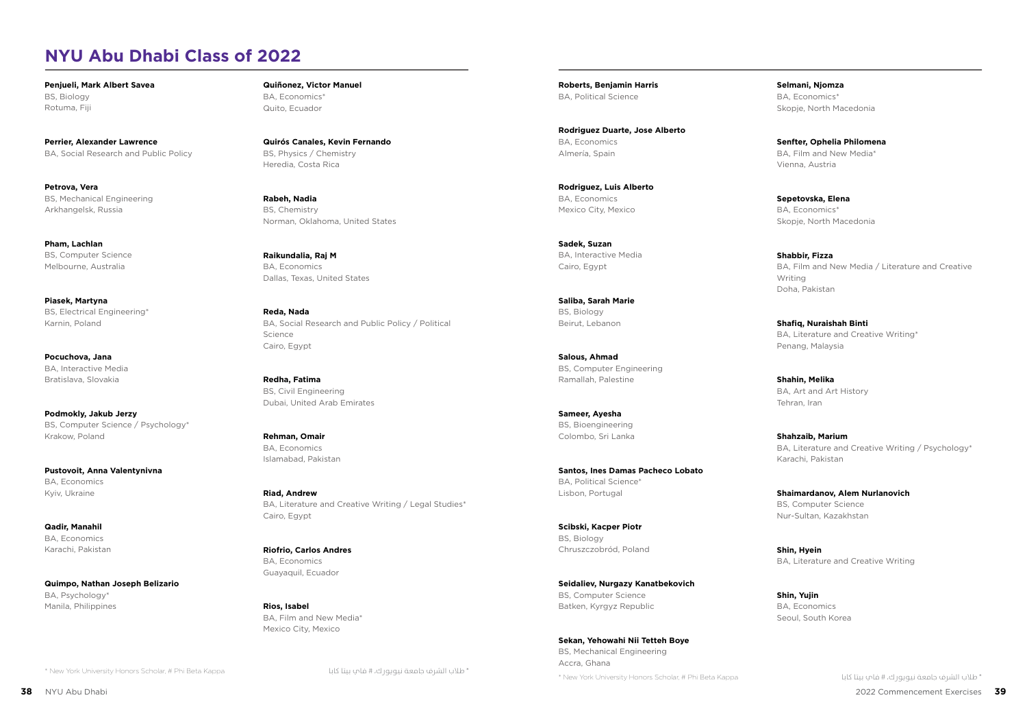# NYU Abu Dhabi Class of 2022

**Penjueli, Mark Albert Savea**
BS, Biology
Rotuma, Fiji

**Perrier, Alexander Lawrence**
BA, Social Research and Public Policy

**Petrova, Vera**
BS, Mechanical Engineering
Arkhangelsk, Russia

**Pham, Lachlan**
BS, Computer Science
Melbourne, Australia

**Piasek, Martyna**
BS, Electrical Engineering*
Karnin, Poland

**Pocuchova, Jana**
BA, Interactive Media
Bratislava, Slovakia

**Podmokly, Jakub Jerzy**
BS, Computer Science / Psychology*
Krakow, Poland

**Pustovoit, Anna Valentynivna**
BA, Economics
Kyiv, Ukraine

**Qadir, Manahil**
BA, Economics
Karachi, Pakistan

**Quimpo, Nathan Joseph Belizario**
BA, Psychology*
Manila, Philippines

**Quiñonez, Victor Manuel**
BA, Economics*
Quito, Ecuador

**Quirós Canales, Kevin Fernando**
BS, Physics / Chemistry
Heredia, Costa Rica

**Rabeh, Nadia**
BS, Chemistry
Norman, Oklahoma, United States

**Raikundalia, Raj M**
BA, Economics
Dallas, Texas, United States

**Reda, Nada**
BA, Social Research and Public Policy / Political Science
Cairo, Egypt

**Redha, Fatima**
BS, Civil Engineering
Dubai, United Arab Emirates

**Rehman, Omair**
BA, Economics
Islamabad, Pakistan

**Riad, Andrew**
BA, Literature and Creative Writing / Legal Studies*
Cairo, Egypt

**Riofrio, Carlos Andres**
BA, Economics
Guayaquil, Ecuador

**Rios, Isabel**
BA, Film and New Media*
Mexico City, Mexico

**Roberts, Benjamin Harris**
BA, Political Science

**Rodriguez Duarte, Jose Alberto**
BA, Economics
Almeria, Spain

**Rodriguez, Luis Alberto**
BA, Economics
Mexico City, Mexico

**Sadek, Suzan**
BA, Interactive Media
Cairo, Egypt

**Saliba, Sarah Marie**
BS, Biology
Beirut, Lebanon

**Salous, Ahmad**
BS, Computer Engineering
Ramallah, Palestine

**Sameer, Ayesha**
BS, Bioengineering
Colombo, Sri Lanka

**Santos, Ines Damas Pacheco Lobato**
BA, Political Science*
Lisbon, Portugal

**Scibski, Kacper Piotr**
BS, Biology
Chruszczobród, Poland

**Seidaliev, Nurgazy Kanatbekovich**
BS, Computer Science
Batken, Kyrgyz Republic

**Sekan, Yehowahi Nii Tetteh Boye**
BS, Mechanical Engineering
Accra, Ghana

**Selmani, Njomza**
BA, Economics*
Skopje, North Macedonia

**Senfter, Ophelia Philomena**
BA, Film and New Media*
Vienna, Austria

**Sepetovska, Elena**
BA, Economics*
Skopje, North Macedonia

**Shabbir, Fizza**
BA, Film and New Media / Literature and Creative Writing
Doha, Pakistan

**Shafiq, Nuraishah Binti**
BA, Literature and Creative Writing*
Penang, Malaysia

**Shahin, Melika**
BA, Art and Art History
Tehran, Iran

**Shahzaib, Marium**
BA, Literature and Creative Writing / Psychology*
Karachi, Pakistan

**Shaimardanov, Alem Nurlanovich**
BS, Computer Science
Nur-Sultan, Kazakhstan

**Shin, Hyein**
BA, Literature and Creative Writing

**Shin, Yujin**
BA, Economics
Seoul, South Korea

\* New York University Honors Scholar, # Phi Beta Kappa

\* طلاب الشرف جامعة نيويورك، # فاي بيتا كابا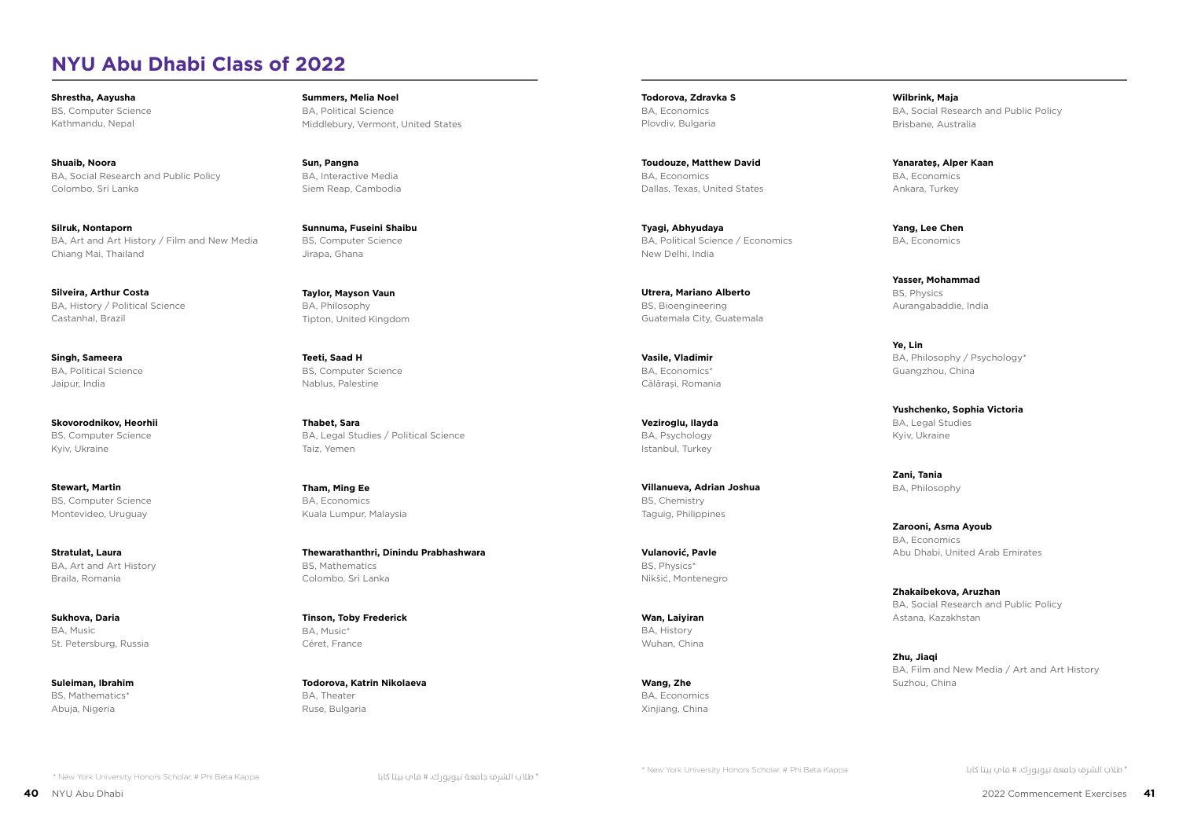# NYU Abu Dhabi Class of 2022

**Shrestha, Aayusha**
BS, Computer Science
Kathmandu, Nepal

**Shuaib, Noora**
BA, Social Research and Public Policy
Colombo, Sri Lanka

**Silruk, Nontaporn**
BA, Art and Art History / Film and New Media
Chiang Mai, Thailand

**Silveira, Arthur Costa**
BA, History / Political Science
Castanhal, Brazil

**Singh, Sameera**
BA, Political Science
Jaipur, India

**Skovorodnikov, Heorhii**
BS, Computer Science
Kyiv, Ukraine

**Stewart, Martin**
BS, Computer Science
Montevideo, Uruguay

**Stratulat, Laura**
BA, Art and Art History
Braila, Romania

**Sukhova, Daria**
BA, Music
St. Petersburg, Russia

**Suleiman, Ibrahim**
BS, Mathematics*
Abuja, Nigeria

**Summers, Melia Noel**
BA, Political Science
Middlebury, Vermont, United States

**Sun, Pangna**
BA, Interactive Media
Siem Reap, Cambodia

**Sunnuma, Fuseini Shaibu**
BS, Computer Science
Jirapa, Ghana

**Taylor, Mayson Vaun**
BA, Philosophy
Tipton, United Kingdom

**Teeti, Saad H**
BS, Computer Science
Nablus, Palestine

**Thabet, Sara**
BA, Legal Studies / Political Science
Taiz, Yemen

**Tham, Ming Ee**
BA, Economics
Kuala Lumpur, Malaysia

**Thewarathanthri, Dinindu Prabhashwara**
BS, Mathematics
Colombo, Sri Lanka

**Tinson, Toby Frederick**
BA, Music*
Céret, France

**Todorova, Katrin Nikolaeva**
BA, Theater
Ruse, Bulgaria

**Todorova, Zdravka S**
BA, Economics
Plovdiv, Bulgaria

**Toudouze, Matthew David**
BA, Economics
Dallas, Texas, United States

**Tyagi, Abhyudaya**
BA, Political Science / Economics
New Delhi, India

**Utrera, Mariano Alberto**
BS, Bioengineering
Guatemala City, Guatemala

**Vasile, Vladimir**
BA, Economics*
Călărași, Romania

**Veziroglu, Ilayda**
BA, Psychology
Istanbul, Turkey

**Villanueva, Adrian Joshua**
BS, Chemistry
Taguig, Philippines

**Vulanović, Pavle**
BS, Physics*
Nikšić, Montenegro

**Wan, Laiyiran**
BA, History
Wuhan, China

**Wang, Zhe**
BA, Economics
Xinjiang, China

**Wilbrink, Maja**
BA, Social Research and Public Policy
Brisbane, Australia

**Yanarateş, Alper Kaan**
BA, Economics
Ankara, Turkey

**Yang, Lee Chen**
BA, Economics

**Yasser, Mohammad**
BS, Physics
Aurangabaddie, India

**Ye, Lin**
BA, Philosophy / Psychology*
Guangzhou, China

**Yushchenko, Sophia Victoria**
BA, Legal Studies
Kyiv, Ukraine

**Zani, Tania**
BA, Philosophy

**Zarooni, Asma Ayoub**
BA, Economics
Abu Dhabi, United Arab Emirates

**Zhakaibekova, Aruzhan**
BA, Social Research and Public Policy
Astana, Kazakhstan

**Zhu, Jiaqi**
BA, Film and New Media / Art and Art History
Suzhou, China

\* New York University Honors Scholar, # Phi Beta Kappa

\* طلاب الشرف جامعة نيويورك، # فاي بيتا كابا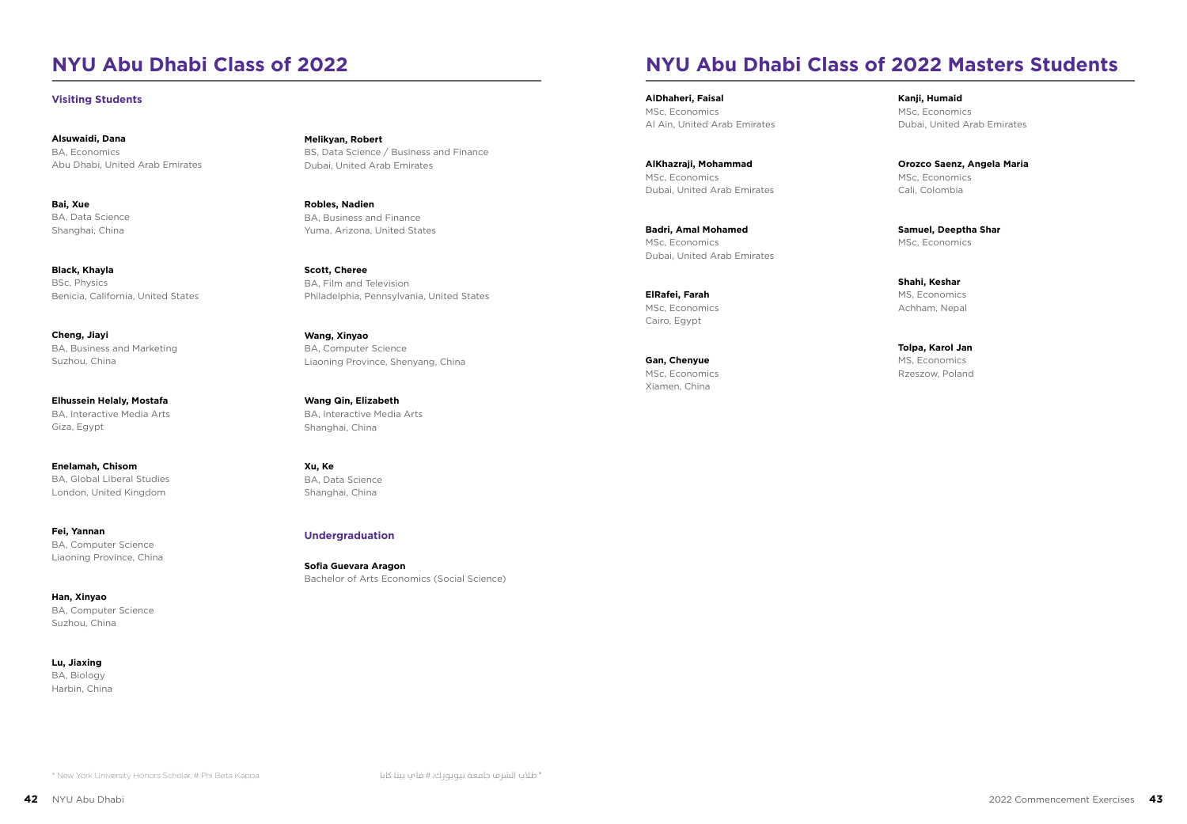## NYU Abu Dhabi Class of 2022

### Visiting Students

**Alsuwaidi, Dana**
BA, Economics
Abu Dhabi, United Arab Emirates

**Bai, Xue**
BA, Data Science
Shanghai, China

**Black, Khayla**
BSc, Physics
Benicia, California, United States

**Cheng, Jiayi**
BA, Business and Marketing
Suzhou, China

**Elhussein Helaly, Mostafa**
BA, Interactive Media Arts
Giza, Egypt

**Enelamah, Chisom**
BA, Global Liberal Studies
London, United Kingdom

**Fei, Yannan**
BA, Computer Science
Liaoning Province, China

**Han, Xinyao**
BA, Computer Science
Suzhou, China

**Lu, Jiaxing**
BA, Biology
Harbin, China

**Melikyan, Robert**
BS, Data Science / Business and Finance
Dubai, United Arab Emirates

**Robles, Nadien**
BA, Business and Finance
Yuma, Arizona, United States

**Scott, Cheree**
BA, Film and Television
Philadelphia, Pennsylvania, United States

**Wang, Xinyao**
BA, Computer Science
Liaoning Province, Shenyang, China

**Wang Qin, Elizabeth**
BA, Interactive Media Arts
Shanghai, China

**Xu, Ke**
BA, Data Science
Shanghai, China

### Undergraduation

**Sofia Guevara Aragon**
Bachelor of Arts Economics (Social Science)

* New York University Honors Scholar, # Phi Beta Kappa

* طلاب الشرف جامعة نيويورك، # فاي بيتا كابا

## NYU Abu Dhabi Class of 2022 Masters Students

**AlDhaheri, Faisal**
MSc, Economics
Al Ain, United Arab Emirates

**AlKhazraji, Mohammad**
MSc, Economics
Dubai, United Arab Emirates

**Badri, Amal Mohamed**
MSc, Economics
Dubai, United Arab Emirates

**ElRafei, Farah**
MSc, Economics
Cairo, Egypt

**Gan, Chenyue**
MSc, Economics
Xiamen, China

**Kanji, Humaid**
MSc, Economics
Dubai, United Arab Emirates

**Orozco Saenz, Angela Maria**
MSc, Economics
Cali, Colombia

**Samuel, Deeptha Shar**
MSc, Economics

**Shahi, Keshar**
MS, Economics
Achham, Nepal

**Tolpa, Karol Jan**
MS, Economics
Rzeszow, Poland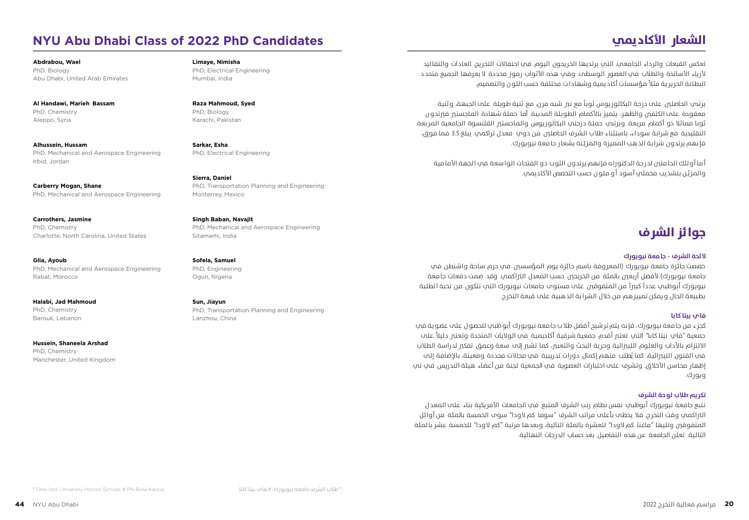## NYU Abu Dhabi Class of 2022 PhD Candidates

**Abdrabou, Wael**
PhD, Biology
Abu Dhabi, United Arab Emirates

**Al Handawi, Marieh Bassam**
PhD, Chemistry
Aleppo, Syria

**Alhussein, Hussam**
PhD, Mechanical and Aerospace Engineering
Irbid, Jordan

**Carberry Mogan, Shane**
PhD, Mechanical and Aerospace Engineering

**Carrothers, Jasmine**
PhD, Chemistry
Charlotte, North Carolina, United States

**Glia, Ayoub**
PhD, Mechanical and Aerospace Engineering
Rabat, Morocco

**Halabi, Jad Mahmoud**
PhD, Chemistry
Barouk, Lebanon

**Hussein, Shaneela Arshad**
PhD, Chemistry
Manchester, United Kingdom

**Limaye, Nimisha**
PhD, Electrical Engineering
Mumbai, India

**Raza Mahmoud, Syed**
PhD, Biology
Karachi, Pakistan

**Sarkar, Esha**
PhD, Electrical Engineering

**Sierra, Daniel**
PhD, Transportation Planning and Engineering
Monterrey, Mexico

**Singh Baban, Navajit**
PhD, Mechanical and Aerospace Engineering
Sitamarhi, India

**Sofela, Samuel**
PhD, Engineering
Ogun, Nigeria

**Sun, Jiayun**
PhD, Transportation Planning and Engineering
Lanzhou, China

\* New York University Honors Scholar, # Phi Beta Kappa

## الشعار الأكاديمي

تعكس القبعات والرداء الجامعية التي يرتديها الخريجون اليوم في احتفالات التخريج العادات والتقاليد لأزياء الأساتذة والطلاب في العصور الوسطى. وفي هذه الأثواب رموز محددة لا يعرفها الجميع فتحدد البطانة الحريرية مثلاً مؤسسات أكاديمية وشهادات مختلفة حسب اللون والتصميم.

يرتدي الحاصلين على درجة البكالوريوس ثوباً مع نير شبه مرن، مع ثنية طويلة على الجبهة، وثنية معقودة على الكتفين والظهر. يتميز بالأكمام الطويلة المدببة. أما حملة شهادة الماجستير فيرتدون ثوبا مماثلا ذو أكمام مربعة. ويرتدي حملة درجتي البكالوريوس والماجستير القلنسوة الجامعية المربعة التقليدية مع شرابة سوداء، باستثناء طلاب الشرف الحاصلين من ذوي معدل تراكمي يبلغ 3.5 فما فوق، فإنهم يرتدون شرابة الذهب المميزة والمزيّنة بشعار جامعة نيويورك.

أما أولئك الحاملين لدرجة الدكتوراه فإنهم يرتدون الثوب ذو الفتحات الواسعة في الجهة الأمامية والمزيّن بتشذيب مخملي أسود أو ملون حسب التخصص الأكاديمي.

## جوائز الشرف

### لائحة الشرف - جامعة نيويورك

خصصت جائزة جامعة نيويورك (المعروفة باسم جائزة يوم المؤسسين في حرم ساحة واشنطن في جامعة نيويورك) لأفضل أربعين بالمئة من الخريجين حسب المعدل التراكمي. وقد ضمت دفعات جامعة نيويورك أبوظبي عدداً كبيراً من المتفوقين على مستوى جامعات نيويورك التي تتكون من نخبة الطلبة بطبيعة الحال ويمكن تمييزهم من خلال الشرابة الذهبية على قبعة التخرج.

### فاي بيتا كابا

كجزء من جامعة نيويورك، فإنه يتم ترشيح أفضل طلاب جامعة نيويورك أبوظبي للحصول على عضوية في جمعية "فاي بيتا كابا" التي تعتبر أقدم جمعية شرفية أكاديمية في الولايات المتحدة وتعتبر دليلاً على الالتزام بالآداب والعلوم الليبرالية وحرية البحث والتعبير، كما تشير إلى سعة وعمق تفكير لدراسة الطلاب في الفنون الليبرالية، كما يُطلب منهم إكمال دورات تدريبية في مجالات محددة ومعينة، بالإضافة إلى إظهار محاسن الأخلاق. وتشرف على اختبارات العضوية في الجمعية لجنة من أعضاء هيئة التدريس في نيويورك.

### تكريم طلاب لوحة الشرف

تتبع جامعة نيويورك أبوظبي نفس نظام رتب الشرف المتبع في الجامعات الأمريكية بناء على المعدل التراكمي وقت التخرج، فلا يحظى بأعلى مراتب الشرف "سوما كم لاودا" سوى الخمسة بالمئة من أوائل المتفوقين وتليها "ماغنا كم لاودا" للعشرة بالمئة التالية، وبعدها مرتبة "كم لاودا" للخمسة عشر بالمئة التالية. تعلن الجامعة عن هذه التفاصيل بعد حساب الدرجات النهائية.

\* طلاب الشرف جامعة نيويورك، # فاي بيتا كابا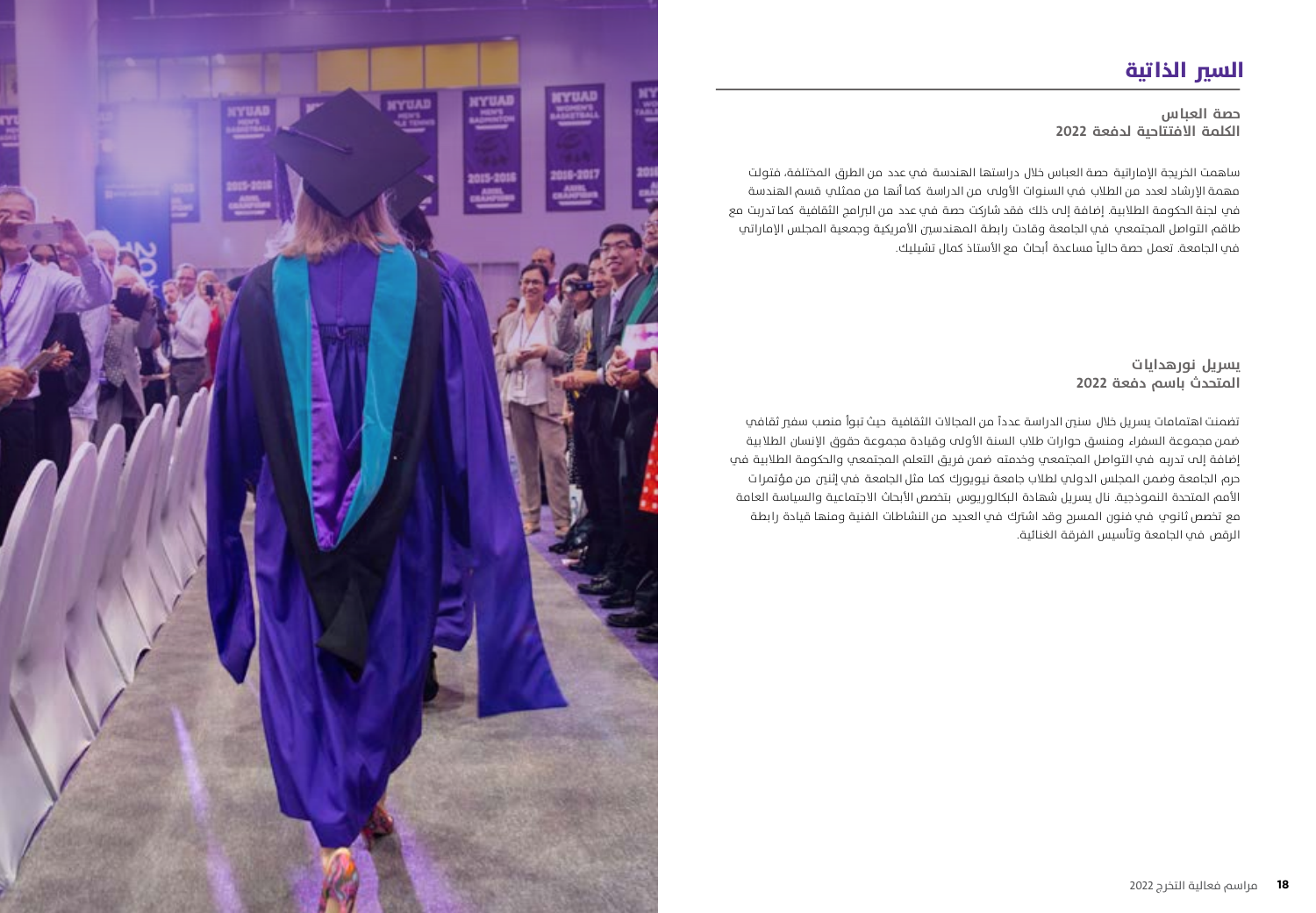# السير الذاتية

**حصة العباس**
**الكلمة الافتتاحية لدفعة 2022**

ساهمت الخريجة الإماراتية حصة العباس خلال دراستها الهندسة في عدد من الطرق المختلفة، فتولت مهمة الإرشاد لعدد من الطلاب في السنوات الأولى من الدراسة كما أنها من ممثلي قسم الهندسة في لجنة الحكومة الطلابية. إضافة إلى ذلك فقد شاركت حصة في عدد من البرامج الثقافية كما تدربت مع طاقم التواصل المجتمعي في الجامعة وقادت رابطة المهندسين الأمريكية وجمعية المجلس الإماراتي في الجامعة. تعمل حصة حالياً مساعدة أبحاث مع الأستاذ كمال تشيليك.

**يسريل نورهدايات**
**المتحدث باسم دفعة 2022**

تضمنت اهتمامات يسريل خلال سني الدراسة عدداً من المجالات الثقافية حيث تبوأ منصب سفير ثقافي ضمن مجموعة السفراء ومنسق حوارات طلاب السنة الأولى وقيادة مجموعة حقوق الإنسان الطلابية إضافة إلى تدربه في التواصل المجتمعي وخدمته ضمن فريق التعلم المجتمعي والحكومة الطلابية في حرم الجامعة وضمن المجلس الدولي لطلاب جامعة نيويورك كما مثل الجامعة في إثنين من مؤتمرات الأمم المتحدة النموذجية. نال يسريل شهادة البكالوريوس بتخصص الأبحاث الاجتماعية والسياسة العامة مع تخصص ثانوي في فنون المسرح وقد اشترك في العديد من النشاطات الفنية ومنها قيادة رابطة الرقص في الجامعة وتأسيس الفرقة الغنائية.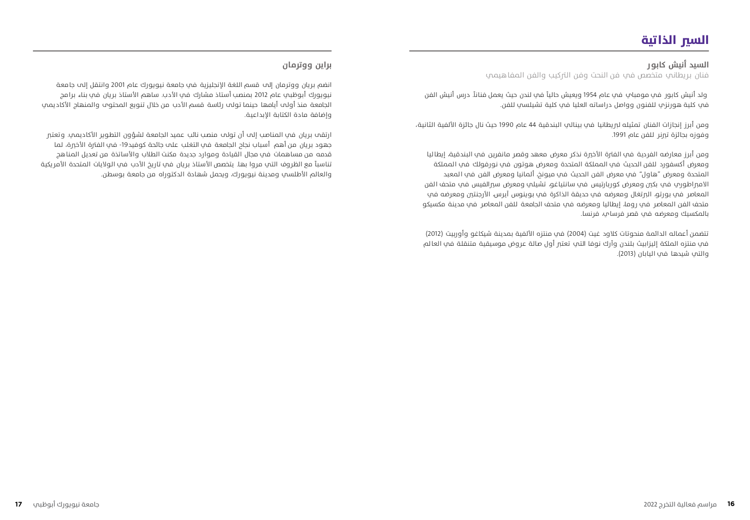# السير الذاتية

## السيد أنيش كابور

فنان بريطاني متخصص في فن النحت وفن التركيب والفن المفاهيمي

ولد أنيش كابور في مومباي في عام 1954 ويعيش حالياً في لندن حيث يعمل فناناً. درس أنيش الفن في كلية هورنزي للفنون وواصل دراساته العليا في كلية تشيلسي للفن.

ومن أبرز إنجازات الفنان تمثيله لبريطانيا في بينالي البندقية 44 عام 1990 حيث نال جائزة الألفية الثانية، وفوزه بجائزة ترنر للفن عام 1991.

ومن أبرز معارضه الفردية في الفترة الأخيرة نذكر معرض معهد وقصر مانفرين في البندقية، إيطاليا ومعرض أكسفورد للفن الحديث في المملكة المتحدة ومعرض هوتون في نورفولك في المملكة المتحدة ومعرض "هاول" في معرض الفن الحديث في ميونخ، ألمانيا ومعرض الفن في المعبد الامبراطوري في بكين ومعرض كوربارتيس في سانتياغو، تشيلي ومعرض سيرالفيس في متحف الفن المعاصر في بورتو، البرتغال ومعرضه في حديقة الذاكرة في بوينوس آيرس، الأرجنتين ومعرضه في متحف الفن المعاصر في روما، إيطاليا ومعرضه في متحف الجامعة للفن المعاصر في مدينة مكسيكو بالمكسيك ومعرضه في قصر فرساي، فرنسا.

تتضمن أعماله الدائمة منحوتات كلاود غيت (2004) في منتزه الألفية بمدينة شيكاغو وأوربيت (2012) في منتزه الملكة إليزابيث بلندن وآرك نوفا التي تعتبر أول صالة عروض موسيقية متنقلة في العالم والتي شيدها في اليابان (2013).

## براين ووترمان

انضم بريان ووترمان إلى قسم اللغة الإنجليزية في جامعة نيويورك عام 2001 وانتقل إلى جامعة نيويورك أبوظبي عام 2012 بمنصب أستاذ مشارك في الأدب. ساهم الأستاذ بريان في بناء برامج الجامعة منذ أولى أيامها حينما تولى رئاسة قسم الأدب من خلال تنويع المحتوى والمنهاج الأكاديمي وإضافة مادة الكتابة الإبداعية.

ارتقى بريان في المناصب إلى أن تولى منصب نائب عميد الجامعة لشؤون التطوير الأكاديمي. وتعتبر جهود بريان من أهم أسباب نجاح الجامعة في التغلب على جائحة كوفيد-19 في الفترة الأخيرة، لما قدمه من مساهمات في مجال القيادة وموارد جديدة مكنت الطلاب والأساتذة من تعديل المناهج تناسباً مع الظروف التي مروا بها. يتخصص الأستاذ بريان في تاريخ الأدب في الولايات المتحدة الأمريكية والعالم الأطلسي ومدينة نيويورك، ويحمل شهادة الدكتوراه من جامعة بوسطن.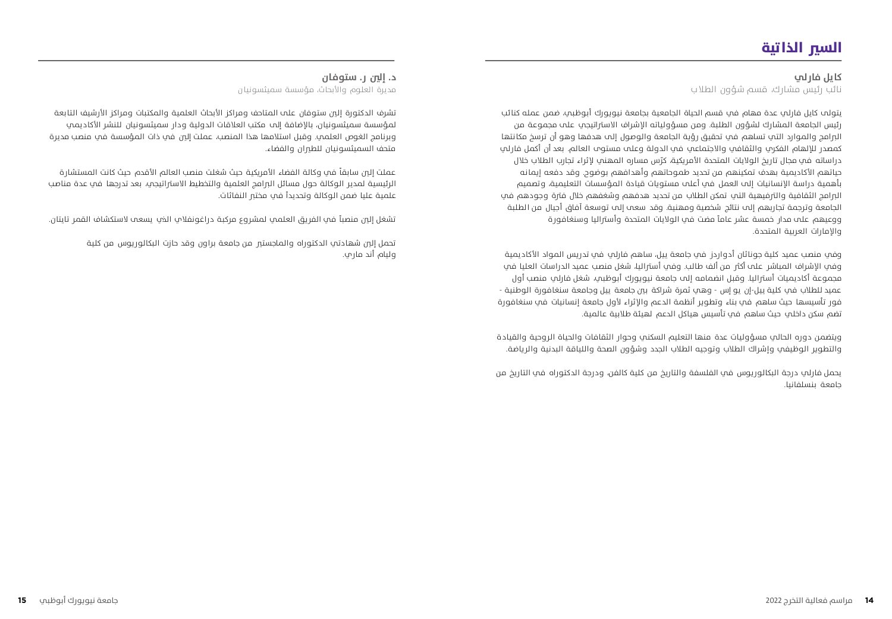# السير الذاتية

## كايل فارلي

نائب رئيس مشارك، قسم شؤون الطلاب

يتولى كايل فارلي عدة مهام في قسم الحياة الجامعية بجامعة نيويورك أبوظبي، ضمن عمله كنائب رئيس الجامعة المشارك لشؤون الطلبة. ومن مسؤولياته الإشراف الاستراتيجي على مجموعة من البرامج والموارد التي تساهم في تحقيق رؤية الجامعة والوصول إلى هدفها وهو أن ترسخ مكانتها كمصدر للإلهام الفكري والثقافي والاجتماعي في الدولة وعلى مستوى العالم. بعد أن أكمل فارلي دراساته في مجال تاريخ الولايات المتحدة الأمريكية، كرّس مساره المهني لإثراء تجارب الطلاب خلال حياتهم الأكاديمية بهدف تمكينهم من تحديد طموحاتهم وأهدافهم بوضوح. وقد دفعه إيمانه بأهمية دراسة الإنسانيات إلى العمل في أعلى مستويات قيادة المؤسسات التعليمية، وتصميم البرامج الثقافية والترفيهية التي تمكن الطلاب من تحديد هدفهم وشغفهم خلال فترة وجودهم في الجامعة وترجمة تجاربهم إلى نتائج شخصية ومهنية. وقد سعى إلى توسعة آفاق أجيال من الطلبة ووعيهم على مدار خمسة عشر عاماً مضت في الولايات المتحدة وأستراليا وسنغافورة والإمارات العربية المتحدة.

وفي منصب عميد كلية جوناثان أدواردز في جامعة ييل، ساهم فارلي في تدريس المواد الأكاديمية وفي الإشراف المباشر على أكثر من ألف طالب. وفي أستراليا، شغل منصب عميد الدراسات العليا في مجموعة أكاديميات أستراليا. وقبل انضمامه إلى جامعة نيويورك أبوظبي، شغل فارلي منصب أول عميد للطلاب في كلية ييل-إن يو إس - وهي ثمرة شراكة بين جامعة ييل وجامعة سنغافورة الوطنية - فور تأسيسها حيث ساهم في بناء وتطوير أنظمة الدعم والإثراء لأول جامعة إنسانيات في سنغافورة تضم سكن داخلي حيث ساهم في تأسيس هياكل الدعم لهيئة طلابية عالمية.

ويتضمن دوره الحالي مسؤوليات عدة منها التعليم السكني وحوار الثقافات والحياة الروحية والقيادة والتطوير الوظيفي وإشراك الطلاب وتوجيه الطلاب الجدد وشؤون الصحة واللياقة البدنية والرياضة.

يحمل فارلي درجة البكالوريوس في الفلسفة والتاريخ من كلية كالفن، ودرجة الدكتوراه في التاريخ من جامعة بنسلفانيا.

## د. إلين ر. ستوفان

مديرة العلوم والأبحاث، مؤسسة سميثسونيان

تشرف الدكتورة إلين ستوفان على المتاحف ومراكز الأبحاث العلمية والمكتبات ومراكز الأرشيف التابعة لمؤسسة سميثسونيان، بالإضافة إلى مكتب العلاقات الدولية ودار سميثسونيان للنشر الأكاديمي وبرنامج الغوص العلمي. وقبل استلامها هذا المنصب، عملت إلين في ذات المؤسسة في منصب مديرة متحف السميثسونيان للطيران والفضاء.

عملت إلين سابقاً في وكالة الفضاء الأمريكية حيث شغلت منصب العالم الأقدم حيث كانت المستشارة الرئيسية لمدير الوكالة حول مسائل البرامج العلمية والتخطيط الاستراتيجي، بعد تدرجها في عدة مناصب علمية عليا ضمن الوكالة وتحديداً في مختبر النفاثات.

تشغل إلين منصباً في الفريق العلمي لمشروع مركبة دراغونفلاي الذي يسعى لاستكشاف القمر تايتان.

تحمل إلين شهادتي الدكتوراه والماجستير من جامعة براون وقد حازت البكالوريوس من كلية وليام آند ماري.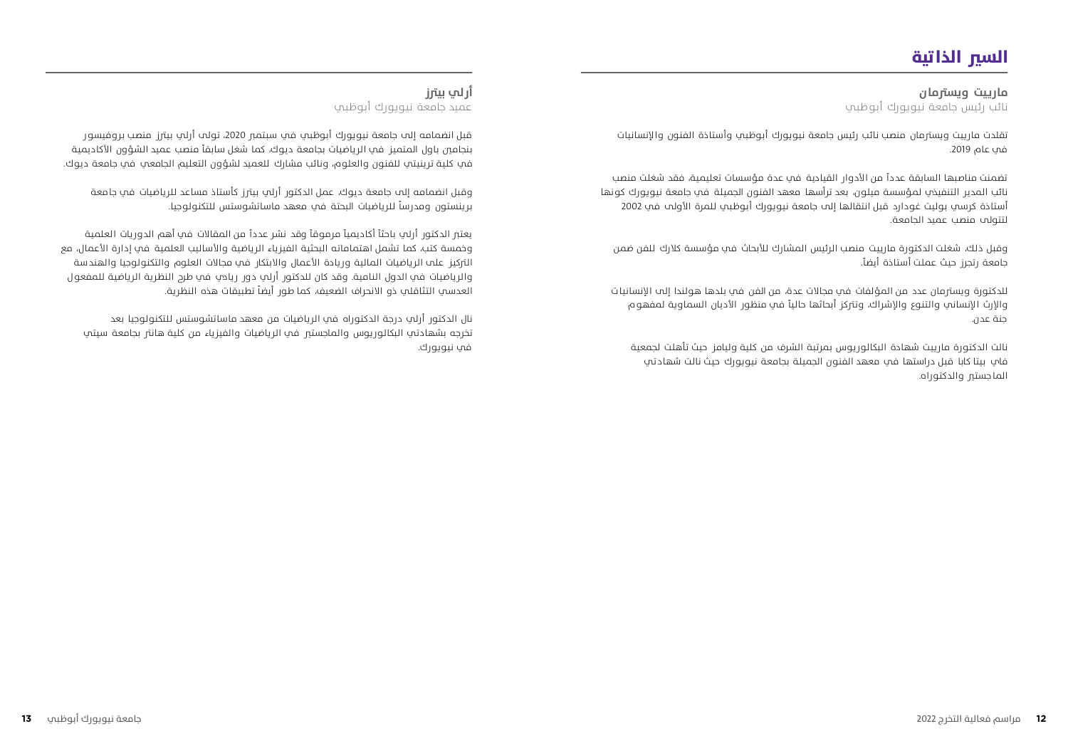# السير الذاتية

**ماريت ويسترمان**
نائب رئيس جامعة نيويورك أبوظبي

تقلدت ماريت ويسترمان منصب نائب رئيس جامعة نيويورك أبوظبي وأستاذة الفنون والإنسانيات في عام 2019.

تضمنت مناصبها السابقة عدداً من الأدوار القيادية في عدة مؤسسات تعليمية، فقد شغلت منصب نائب المدير التنفيذي لمؤسسة ميلون، بعد ترأسها معهد الفنون الجميلة في جامعة نيويورك كونها أستاذة كرسي بوليت غودارد قبل انتقالها إلى جامعة نيويورك أبوظبي للمرة الأولى في 2002 لتتولى منصب عميد الجامعة.

وقبل ذلك، شغلت الدكتورة ماريت منصب الرئيس المشارك للأبحاث في مؤسسة كلارك للفن ضمن جامعة رتجرز حيث عملت أستاذة أيضاً.

للدكتورة ويسترمان عدد من المؤلفات في مجالات عدة، من الفن في بلدها هولندا إلى الإنسانيات والإرث الإنساني والتنوع والإشراك، وتتركز أبحاثها حالياً في منظور الأديان السماوية لمفهوم جنة عدن.

نالت الدكتورة ماريت شهادة البكالوريوس بمرتبة الشرف من كلية ويليامز حيث تأهلت لجمعية فاي بيتا كابا قبل دراستها في معهد الفنون الجميلة بجامعة نيويورك حيث نالت شهادتي الماجستير والدكتوراه.

**أرلي بيترز**
عميد جامعة نيويورك أبوظبي

قبل انضمامه إلى جامعة نيويورك أبوظبي في سبتمبر 2020، تولى أرلي بيترز منصب بروفيسور بنجامين باول المتميز في الرياضيات بجامعة ديوك، كما شغل سابقاً منصب عميد الشؤون الأكاديمية في كلية ترينيتي للفنون والعلوم، ونائب مشارك للعميد لشؤون التعليم الجامعي في جامعة ديوك.

وقبل انضمامه إلى جامعة ديوك، عمل الدكتور أرلي بيترز كأستاذ مساعد للرياضيات في جامعة برينستون ومدرساً للرياضيات البحتة في معهد ماساتشوستس للتكنولوجيا.

يعتبر الدكتور أرلي باحثاً أكاديمياً مرموقاً وقد نشر عدداً من المقالات في أهم الدوريات العلمية وخمسة كتب، كما تشمل اهتماماته البحثية الفيزياء الرياضية والأساليب العلمية في إدارة الأعمال، مع التركيز على الرياضيات المالية وريادة الأعمال والابتكار في مجالات العلوم والتكنولوجيا والهندسة والرياضيات في الدول النامية. وقد كان للدكتور أرلي دور ريادي في طرح النظرية الرياضية للمفعول العدسي التثاقلي ذو الانحراف الضعيف، كما طور أيضاً تطبيقات هذه النظرية.

نال الدكتور أرلي درجة الدكتوراه في الرياضيات من معهد ماساتشوستس للتكنولوجيا بعد تخرجه بشهادتي البكالوريوس والماجستير في الرياضيات والفيزياء من كلية هانتر بجامعة سيتي في نيويورك.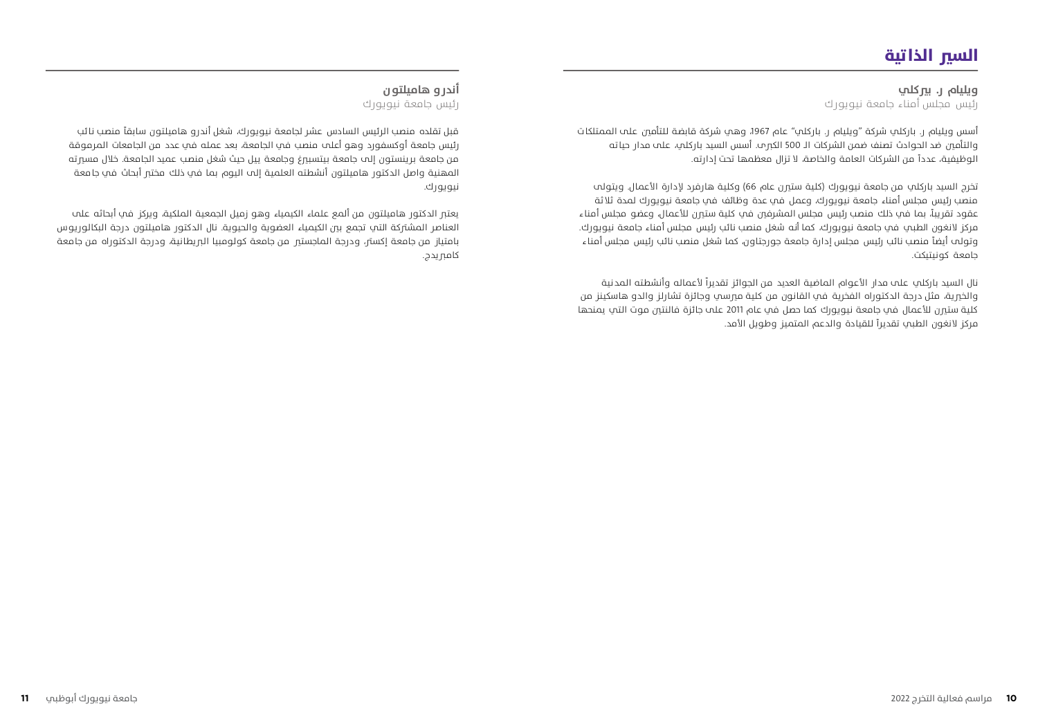# السير الذاتية

**ويليام ر. بيركلي**
رئيس مجلس أمناء جامعة نيويورك

أسس ويليام ر. باركلي شركة "ويليام ر. باركلي" عام 1967، وهي شركة قابضة للتأمين على الممتلكات والتأمين ضد الحوادث تصنف ضمن الشركات الـ 500 الكبرى. أسس السيد باركلي، على مدار حياته الوظيفية، عدداً من الشركات العامة والخاصة، لا تزال معظمها تحت إدارته.

تخرج السيد باركلي من جامعة نيويورك (كلية ستيرن عام 66) وكلية هارفرد لإدارة الأعمال. ويتولى منصب رئيس مجلس أمناء جامعة نيويورك، وعمل في عدة وظائف في جامعة نيويورك لمدة ثلاثة عقود تقريباً، بما في ذلك منصب رئيس مجلس المشرفين في كلية ستيرن للأعمال، وعضو مجلس أمناء مركز لانغون الطبي في جامعة نيويورك، كما أنه شغل منصب نائب رئيس مجلس أمناء جامعة نيويورك. وتولى أيضاً منصب نائب رئيس مجلس إدارة جامعة جورجتاون، كما شغل منصب نائب رئيس مجلس أمناء جامعة كونيتيكت.

نال السيد باركلي على مدار الأعوام الماضية العديد من الجوائز تقديراً لأعماله وأنشطته المدنية والخيرية، مثل درجة الدكتوراه الفخرية في القانون من كلية مرسي وجائزة تشارلز والدو هاسكينز من كلية ستيرن للأعمال في جامعة نيويورك كما حصل في عام 2011 على جائزة فالنتين موت التي يمنحها مركز لانغون الطبي تقديراً للقيادة والدعم المتميز وطويل الأمد.

**أندرو هاميلتون**
رئيس جامعة نيويورك

قبل تقلده منصب الرئيس السادس عشر لجامعة نيويورك، شغل أندرو هاميلتون سابقاً منصب نائب رئيس جامعة أوكسفورد وهو أعلى منصب في الجامعة، بعد عمله في عدد من الجامعات المرموقة من جامعة برينستون إلى جامعة بيتسبيرغ وجامعة ييل حيث شغل منصب عميد الجامعة. خلال مسيرته المهنية واصل الدكتور هاميلتون أنشطته العلمية إلى اليوم بما في ذلك مختبر أبحاث في جامعة نيويورك.

يعتبر الدكتور هاميلتون من ألمع علماء الكيمياء وهو زميل الجمعية الملكية، ويركز في أبحاثه على العناصر المشتركة التي تجمع بين الكيمياء العضوية والحيوية. نال الدكتور هاميلتون درجة البكالوريوس بامتياز من جامعة إكستر، ودرجة الماجستير من جامعة كولومبيا البريطانية، ودرجة الدكتوراه من جامعة كامبريدج.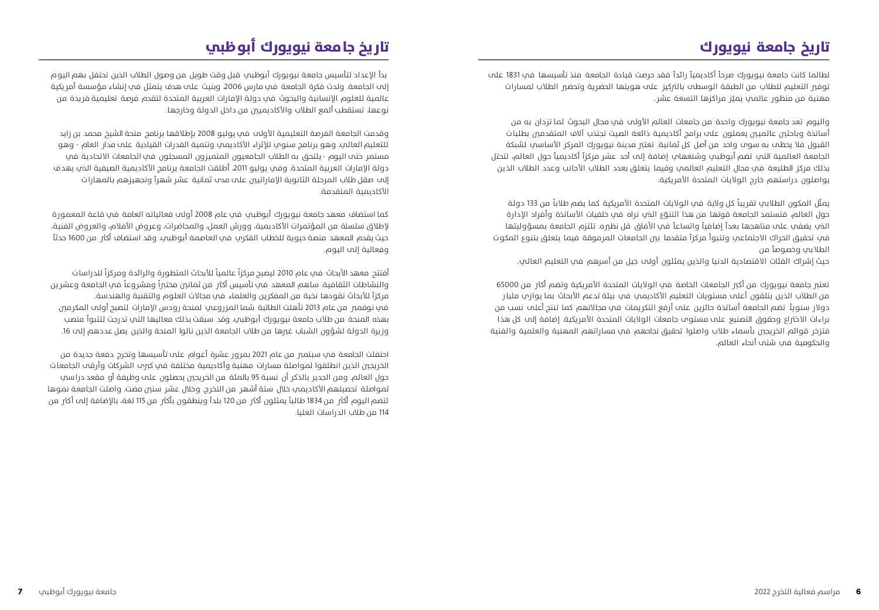# تاريخ جامعة نيويورك

لطالما كانت جامعة نيويورك صرحاً أكاديمياً رائداً فقد حرصت قيادة الجامعة منذ تأسيسها في 1831 على توفير التعليم للطلاب من الطبقة الوسطى بالتركيز على هويتها الحضرية وتحضير الطلاب لمسارات مهنية من منظور عالمي يميّز مراكزها التسعة عشر.

واليوم تعد جامعة نيويورك واحدة من جامعات العالم الأولى في مجال البحوث لما تزدان به من أساتذة وباحثين عالميين يعملون على برامج أكاديمية ذائعة الصيت تجتذب آلاف المتقدمين بطلبات القبول فلا يحظى به سوى واحد من أصل كل ثمانية. تعتبر مدينة نيويورك المركز الأساسي لشبكة الجامعة العالمية التي تضم أبوظبي وشنغهاي إضافة إلى أحد عشر مركزاً أكاديمياً حول العالم، لتحتل بذلك مركز الطليعة في مجال التعليم العالمي وفيما يتعلق بعدد الطلاب الأجانب وعدد الطلاب الذين يواصلون دراستهم خارج الولايات المتحدة الأمريكية.

يمثّل المكون الطلابي تقريباً كل ولاية في الولايات المتحدة الأمريكية كما يضم طلاباً من 133 دولة حول العالم، فتستمد الجامعة قوتها من هذا التنوّع الذي نراه في خلفيات الأساتذة وأفراد الإدارة الذي يضفي على مناهجها بعداً إضافياً واتساعاً في الآفاق قل نظيره. تلتزم الجامعة بمسؤوليتها في تحقيق الحراك الاجتماعي وتتبوأ مركزاً متقدماً بين الجامعات المرموقة فيما يتعلق بتنوع المكون الطلابي وخصوصاً من حيث إشراك الفئات الاقتصادية الدنيا والذين يمثلون أولى جيل من أسرهم في التعليم العالي.

تعتبر جامعة نيويورك من أكبر الجامعات الخاصة في الولايات المتحدة الأمريكية وتضم أكثر من 65000 من الطلاب الذين يتلقون أعلى مستويات التعليم الأكاديمي في بيئة تدعم الأبحاث بما يوازي مليار دولار سنوياً. تضم الجامعة أساتذة حائزين على أرفع التكريمات في مجالاتهم كما تنتج أعلى نسب من براءات الاختراع وحقوق التصنيع على مستوى جامعات الولايات المتحدة الأمريكية. إضافة إلى كل هذا فتزخر قوائم الخريجين بأسماء طلاب واصلوا تحقيق نجاحهم في مساراتهم المهنية والعلمية والفنية والحكومية في شتى أنحاء العالم.

# تاريخ جامعة نيويورك أبوظبي

بدأ الإعداد لتأسيس جامعة نيويورك أبوظبي قبل وقت طويل من وصول الطلاب الذين نحتفل بهم اليوم إلى الجامعة. ولدت فكرة الجامعة في مارس 2006، وبنيت على هدف يتمثل في إنشاء مؤسسة أمريكية عالمية للعلوم الإنسانية والبحوث في دولة الإمارات العربية المتحدة لتقدم فرصة تعليمية فريدة من نوعها، تستقطب ألمع الطلاب والأكاديميين من داخل الدولة وخارجها.

وقدمت الجامعة الفرصة التعليمية الأولى في يوليو 2008 بإطلاقها برنامج منحة الشيخ محمد بن زايد للتعليم العالي، وهو برنامج سنوي للإثراء الأكاديمي وتنمية القدرات القيادية على مدار العام - وهو مستمر حتى اليوم - يلتحق به الطلاب الجامعيون المتميزون المسجلون في الجامعات الاتحادية في دولة الإمارات العربية المتحدة. وفي يوليو 2011، أطلقت الجامعة برنامج الأكاديمية الصيفية الذي يهدف إلى صقل طلاب المرحلة الثانوية الإماراتيين على مدى ثمانية عشر شهراً وتجهيزهم بالمهارات الأكاديمية المتقدمة.

كما استضاف معهد جامعة نيويورك أبوظبي في عام 2008 أولى فعالياته العامة في قاعة المعمورة لإطلاق سلسلة من المؤتمرات الأكاديمية، وورش العمل، والمحاضرات، وعروض الأفلام، والعروض الفنية، حيث يقدم المعهد منصة حيوية للخطاب الفكري في العاصمة أبوظبي. وقد استضاف أكثر من 1600 حدثاً وفعالية إلى اليوم.

أفتتح معهد الأبحاث في عام 2010 ليصبح مركزاً عالمياً للأبحاث المتطورة والرائدة ومركزاً للدراسات والنشاطات الثقافية. ساهم المعهد في تأسيس أكثر من ثمانين مختبراً ومشروعاً في الجامعة وعشرين مركزاً للأبحاث تقودها نخبة من المفكرين والعلماء في مجالات العلوم والتقنية والهندسة. في نوفمبر من عام 2013 تأهلت الطالبة شما المزروعي لمنحة رودس الإمارات لتصبح أولى المكرمين بهذه المنحة من طلاب جامعة نيويورك أبوظبي، وقد سبقت بذلك معاليها التي تدرجت لتتبوأ منصب وزيرة الدولة لشؤون الشباب غيرها من طلاب الجامعة الذين نالوا المنحة والذين يصل عددهم إلى 16.

احتفلت الجامعة في سبتمبر من عام 2021 بمرور عشرة أعوام على تأسيسها وتخرج دفعة جديدة من الخريجين الذين انطلقوا لمواصلة مسارات مهنية وأكاديمية مختلفة في كبرى الشركات وأرقى الجامعات حول العالم، ومن الجدير بالذكر أن نسبة 95 بالمئة من الخريجين يحصلون على وظيفة أو مقعد دراسي لمواصلة تحصيلهم الأكاديمي خلال ستة أشهر من التخرج. وخلال عشر سنين مضت، واصلت الجامعة نموها لتضم اليوم أكثر من 1834 طالباً يمثلون أكثر من 120 بلداً وينطقون بأكثر من 115 لغة، بالإضافة إلى أكثر من 114 من طلاب الدراسات العليا.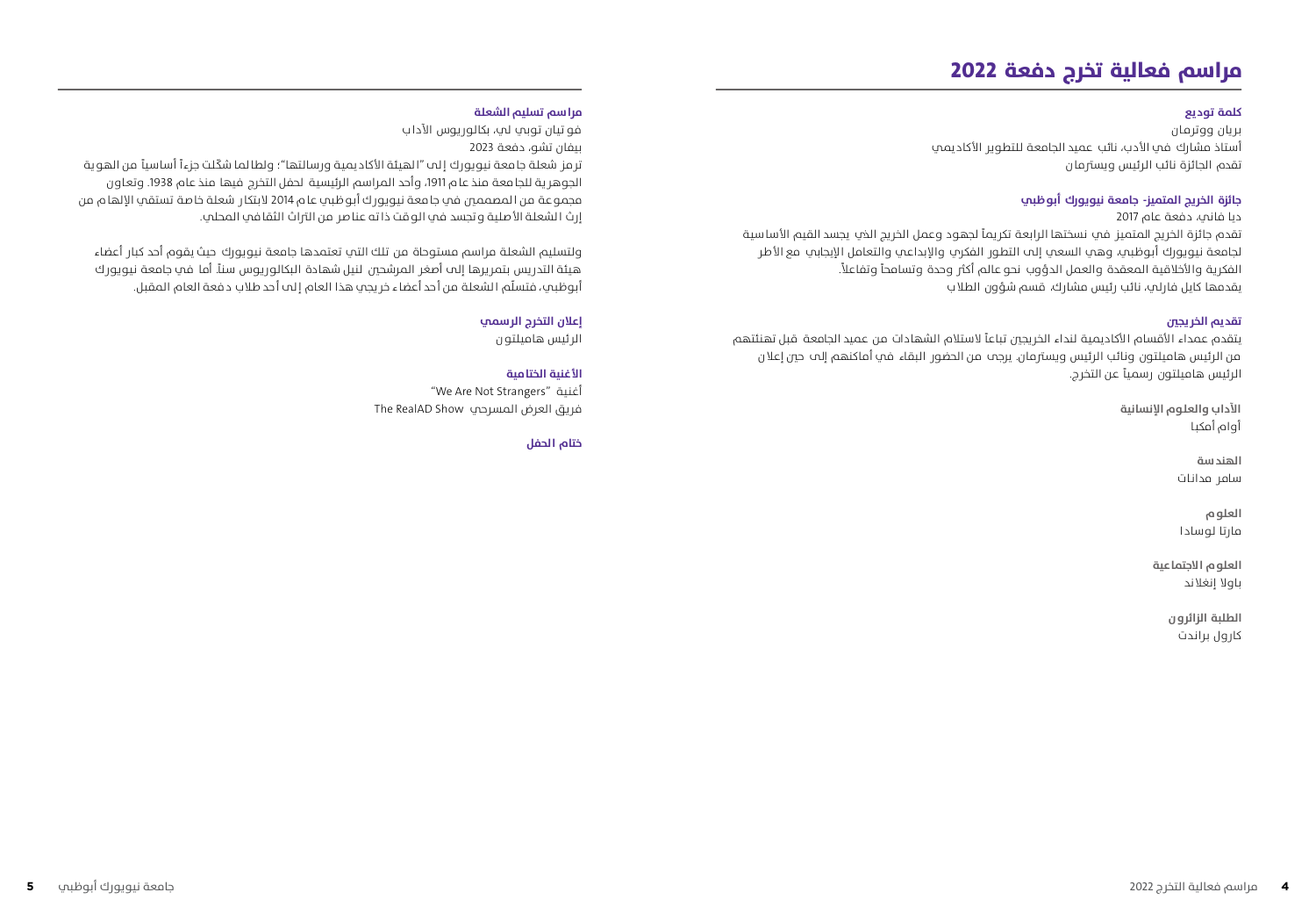# مراسم فعالية تخرج دفعة 2022

### كلمة توديع

بريان ووترمان
أستاذ مشارك في الأدب، نائب عميد الجامعة للتطوير الأكاديمي
تقدم الجائزة نائب الرئيس ويسترمان

### جائزة الخريج المتميز- جامعة نيويورك أبوظبي

ديا ڤاني، دفعة عام 2017
تقدم جائزة الخريج المتميز في نسختها الرابعة تكريماً لجهود وعمل الخريج الذي يجسد القيم الأساسية لجامعة نيويورك أبوظبي، وهي السعي إلى التطور الفكري والإبداعي والتعامل الإيجابي مع الأطر الفكرية والأخلاقية المعقدة والعمل الدؤوب نحو عالم أكثر وحدة وتسامحاً وتفاعلاً.
يقدمها كابل ڤارلي، نائب رئيس مشارك، قسم شؤون الطلاب

### تقديم الخريجين

يتقدم عمداء الأقسام الأكاديمية لنداء الخريجين تباعاً لاستلام الشهادات من عميد الجامعة قبل تهنئتهم من الرئيس هاميلتون ونائب الرئيس ويسترمان. يرجى من الحضور البقاء في أماكنهم إلى حين إعلان الرئيس هاميلتون رسمياً عن التخرج.

**الآداب والعلوم الإنسانية**
أوام أمكبا

**الهندسة**
سامر مدانات

**العلوم**
مارتا لوسادا

**العلوم الاجتماعية**
باولا إنغلاند

**الطلبة الزائرون**
كارول براندت

### مراسم تسليم الشعلة

فو تيان توبي لي، بكالوريوس الآداب
بيفان تشو، دفعة 2023
ترمز شعلة جامعة نيويورك إلى "الهيئة الأكاديمية ورسالتها"؛ ولطالما شكّلت جزءاً أساسياً من الهوية الجوهرية للجامعة منذ عام 1911، وأحد المراسم الرئيسية لحفل التخرج فيها منذ عام 1938. وتعاون مجموعة من المصممين في جامعة نيويورك أبوظبي عام 2014 لابتكار شعلة خاصة تستقي الإلهام من إرث الشعلة الأصلية وتجسد في الوقت ذاته عناصر من التراث الثقافي المحلي.

ولتسليم الشعلة مراسم مستوحاة من تلك التي تعتمدها جامعة نيويورك حيث يقوم أحد كبار أعضاء هيئة التدريس بتمريرها إلى أصغر المرشحين لنيل شهادة البكالوريوس سناً. أما في جامعة نيويورك أبوظبي، فتسلّم الشعلة من أحد أعضاء خريجي هذا العام إلى أحد طلاب دفعة العام المقبل.

### إعلان التخرج الرسمي

الرئيس هاميلتون

### الأغنية الختامية

أغنية "We Are Not Strangers"
فريق العرض المسرحي The RealAD Show

### ختام الحفل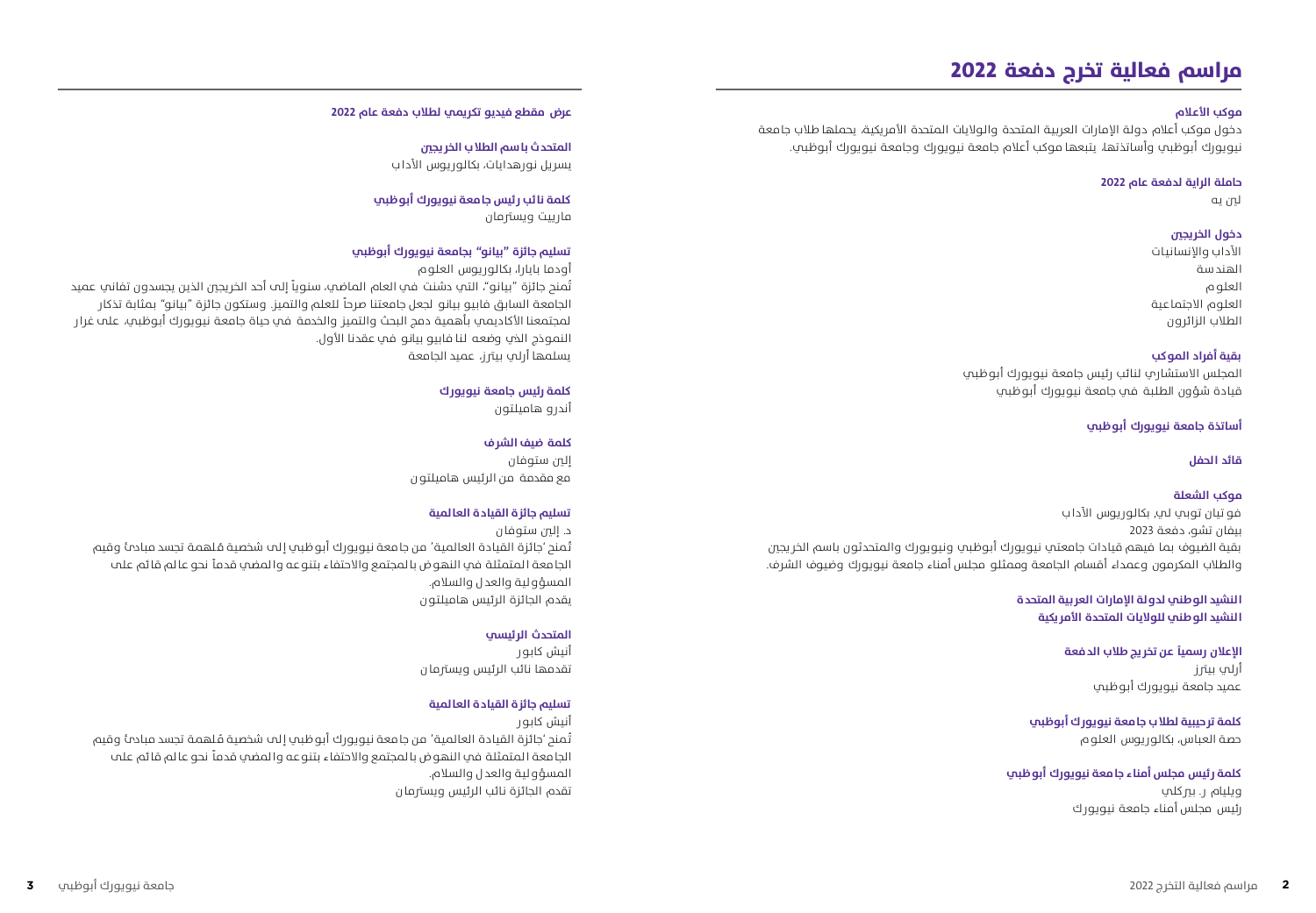# مراسم فعالية تخرج دفعة 2022

**موكب الأعلام**

دخول موكب أعلام دولة الإمارات العربية المتحدة والولايات المتحدة الأمريكية، يحملها طلاب جامعة نيويورك أبوظبي وأساتذتها، يتبعها موكب أعلام جامعة نيويورك وجامعة نيويورك أبوظبي.

**حاملة الراية لدفعة عام 2022**

لين يه

**دخول الخريجين**

الآداب والإنسانيات
الهندسة
العلوم
العلوم الاجتماعية
الطلاب الزائرون

**بقية أفراد الموكب**

المجلس الاستشاري لنائب رئيس جامعة نيويورك أبوظبي
قيادة شؤون الطلبة في جامعة نيويورك أبوظبي

**أساتذة جامعة نيويورك أبوظبي**

**قائد الحفل**

**موكب الشعلة**

فو تيان توبي لي، بكالوريوس الآداب
بيفان تشو، دفعة 2023
بقية الضيوف بما فيهم قيادات جامعتي نيويورك أبوظبي ونيويورك والمتحدثون باسم الخريجين والطلاب المكرمون وعمداء أقسام الجامعة وممثلو مجلس أمناء جامعة نيويورك وضيوف الشرف.

**النشيد الوطني لدولة الإمارات العربية المتحدة**
**النشيد الوطني للولايات المتحدة الأمريكية**

**الإعلان رسمياً عن تخريج طلاب الدفعة**

أرلي بيترز
عميد جامعة نيويورك أبوظبي

**كلمة ترحيبية لطلاب جامعة نيويورك أبوظبي**

حصة العباس، بكالوريوس العلوم

**كلمة رئيس مجلس أمناء جامعة نيويورك أبوظبي**

ويليام ر. بيركلي
رئيس مجلس أمناء جامعة نيويورك

**عرض مقطع فيديو تكريمي لطلاب دفعة عام 2022**

**المتحدث باسم الطلاب الخريجين**

يسريل نورهدايات، بكالوريوس الآداب

**كلمة نائب رئيس جامعة نيويورك أبوظبي**

ماريت ويسترمان

**تسليم جائزة "بيانو" بجامعة نيويورك أبوظبي**

أودما بابارا، بكالوريوس العلوم
تُمنح جائزة "بيانو"، التي دشنت في العام الماضي، سنوياً إلى أحد الخريجين الذين يجسدون تفاني عميد الجامعة السابق فابيو بيانو لجعل جامعتنا صرحاً للعلم والتميز. وستكون جائزة "بيانو" بمثابة تذكار لمجتمعنا الأكاديمي بأهمية دمج البحث والتميز والخدمة في حياة جامعة نيويورك أبوظبي، على غرار النموذج الذي وضعه لنا فابيو بيانو في عقدنا الأول.
يسلمها أرلي بيترز، عميد الجامعة

**كلمة رئيس جامعة نيويورك**

أندرو هاميلتون

**كلمة ضيف الشرف**

إلين ستوفان
مع مقدمة من الرئيس هاميلتون

**تسليم جائزة القيادة العالمية**

د. إلين ستوفان
تُمنح 'جائزة القيادة العالمية' من جامعة نيويورك أبوظبي إلى شخصية مُلهمة تجسد مبادئ وقيم الجامعة المتمثلة في النهوض بالمجتمع والاحتفاء بتنوعه والمضي قدماً نحو عالم قائم على المسؤولية والعدل والسلام.
يقدم الجائزة الرئيس هاميلتون

**المتحدث الرئيسي**

أنيش كابور
تقدمها نائب الرئيس ويسترمان

**تسليم جائزة القيادة العالمية**

أنيش كابور
تُمنح 'جائزة القيادة العالمية' من جامعة نيويورك أبوظبي إلى شخصية مُلهمة تجسد مبادئ وقيم الجامعة المتمثلة في النهوض بالمجتمع والاحتفاء بتنوعه والمضي قدماً نحو عالم قائم على المسؤولية والعدل والسلام.
تقدم الجائزة نائب الرئيس ويسترمان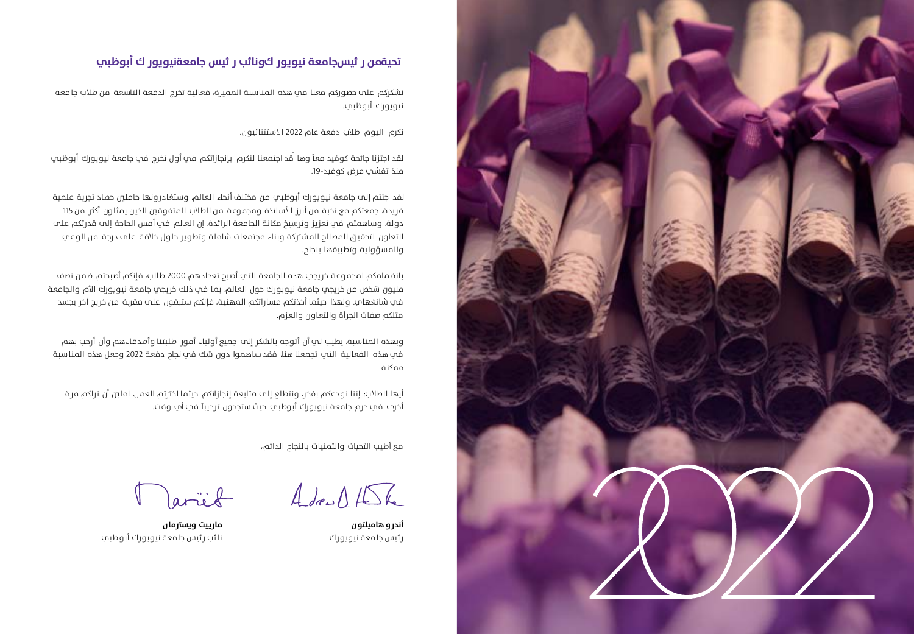## تحيةمن ر ئيسجامعة نيويور كونائب ر ئيس جامعةنيويور ك أبوظبي

نشكركم على حضوركم معنا في هذه المناسبة المميزة، فعالية تخرج الدفعة التاسعة من طلاب جامعة نيويورك أبوظبي.

نكرم اليوم طلاب دفعة عام 2022 الاستثنائيون.

لقد اجتزنا جائحة كوفيد معاً وها قد اجتمعنا لنكرم بإنجازاتكم في أول تخرج في جامعة نيويورك أبوظبي منذ تفشي مرض كوفيد-19.

لقد جئتم إلى جامعة نيويورك أبوظبي من مختلف أنحاء العالم، وستغادرونها حاملين حصاد تجربة علمية فريدة، جمعتكم مع نخبة من أبرز الأساتذة ومجموعة من الطلاب المتفوقين الذين يمثلون أكثر من 115 دولة، وساهمتم في تعزيز وترسيخ مكانة الجامعة الرائدة. إن العالم في أمس الحاجة إلى قدرتكم على التعاون لتحقيق المصالح المشتركة وبناء مجتمعات شاملة وتطوير حلول خلاقة على درجة من الوعي والمسؤولية وتطبيقها بنجاح.

بانضمامكم لمجموعة خريجي هذه الجامعة التي أصبح تعدادهم 2000 طالب، فإنكم أصبحتم ضمن نصف مليون شخص من خريجي جامعة نيويورك حول العالم، بما في ذلك خريجي جامعة نيويورك الأم والجامعة في شانغهاي. ولهذا حيثما أخذتكم مساراتكم المهنية، فإنكم ستبقون على مقربة من خريج آخر يجسد مثلكم صفات الجرأة والتعاون والعزم.

وبهذه المناسبة، يطيب لي أن أتوجه بالشكر إلى جميع أولياء أمور طلبتنا وأصدقاءهم وأن أرحب بهم في هذه الفعالية التي تجمعنا هنا، فقد ساهموا دون شك في نجاح دفعة 2022 وجعل هذه المناسبة ممكنة.

أيها الطلاب: إننا نودعكم بفخر، ونتطلع إلى متابعة إنجازاتكم حيثما اخترتم العمل، آملين أن نراكم مرة أخرى في حرم جامعة نيويورك أبوظبي حيث ستجدون ترحيباً في أي وقت.

مع أطيب التحيات والتمنيات بالنجاح الدائم،

**أندرو هاميلتون**
رئيس جامعة نيويورك

**مارييت ويسترمان**
نائب رئيس جامعة نيويورك أبوظبي

2022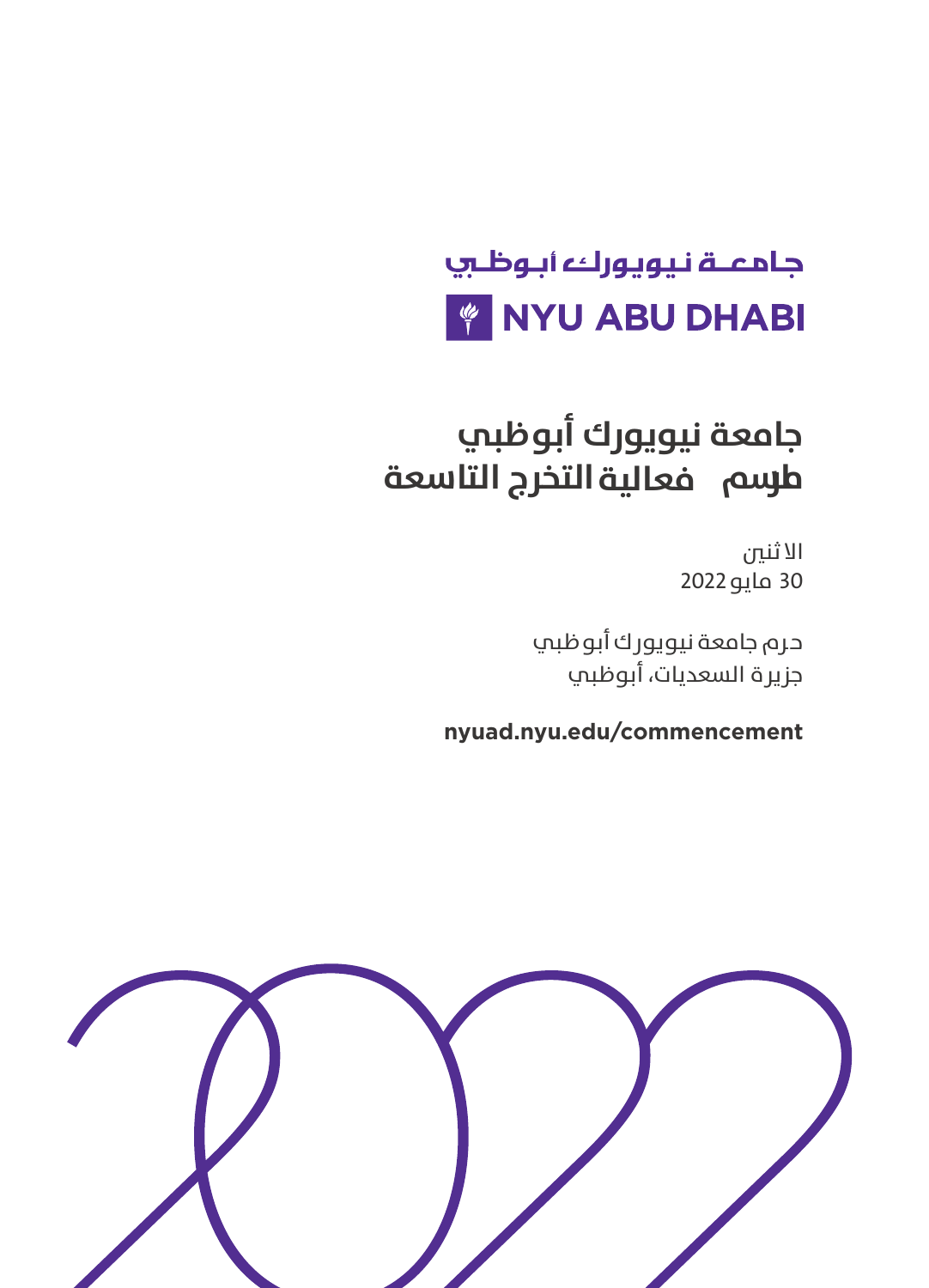جامعة نيويورك أبوظبي

NYU ABU DHABI

# جامعة نيويورك أبوظبي
# مراسم فعالية التخرج التاسعة

الاثنين
30 مايو 2022

حرم جامعة نيويورك أبوظبي
جزيرة السعديات، أبوظبي

**nyuad.nyu.edu/commencement**